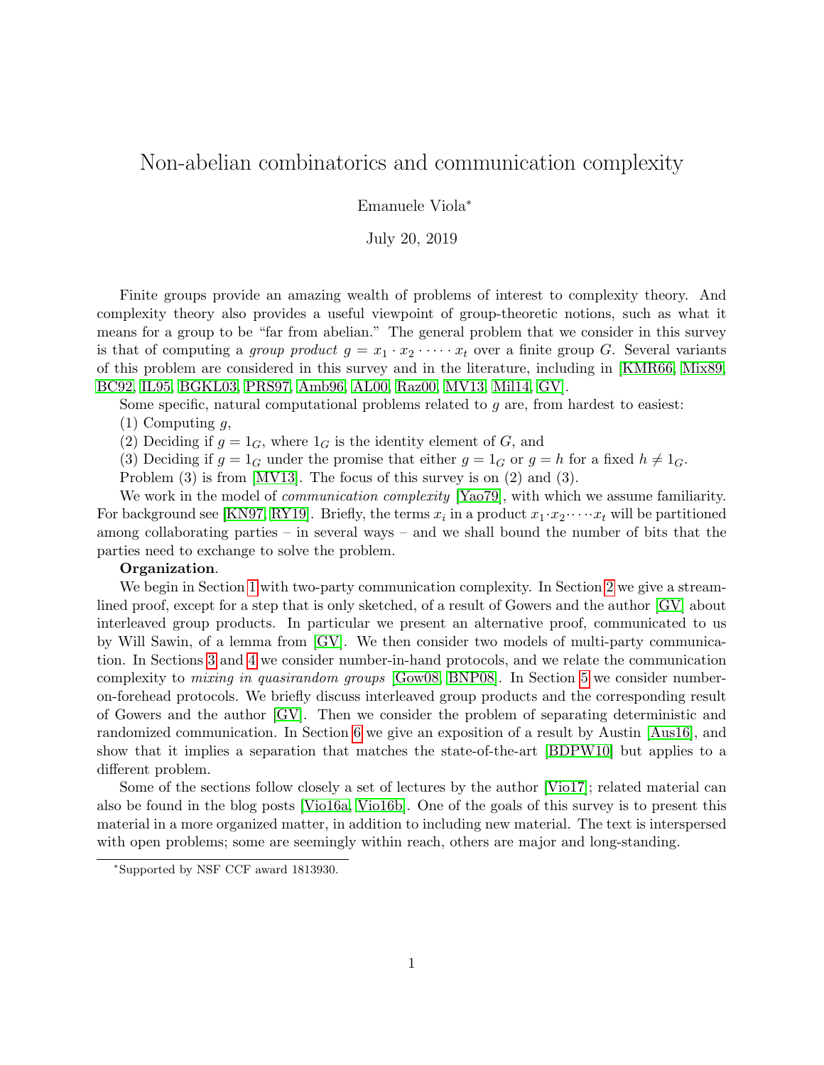# Non-abelian combinatorics and communication complexity

Emanuele Viola*

July 20, 2019

Finite groups provide an amazing wealth of problems of interest to complexity theory. And complexity theory also provides a useful viewpoint of group-theoretic notions, such as what it means for a group to be "far from abelian." The general problem that we consider in this survey is that of computing a *group product* $g = x_1 \cdot x_2 \cdot \cdots \cdot x_t$ over a finite group $G$. Several variants of this problem are considered in this survey and in the literature, including in [KMR66, Mix89, BC92, IL95, BGKL03, PRS97, Amb96, AL00, Raz00, MV13, Mil14, GV].

Some specific, natural computational problems related to $g$ are, from hardest to easiest:

(1) Computing $g$,

(2) Deciding if $g = 1_G$, where $1_G$ is the identity element of $G$, and

(3) Deciding if $g = 1_G$ under the promise that either $g = 1_G$ or $g = h$ for a fixed $h \neq 1_G$.

Problem (3) is from [MV13]. The focus of this survey is on (2) and (3).

We work in the model of *communication complexity* [Yao79], with which we assume familiarity. For background see [KN97, RY19]. Briefly, the terms $x_i$ in a product $x_1 \cdot x_2 \cdots \cdot x_t$ will be partitioned among collaborating parties – in several ways – and we shall bound the number of bits that the parties need to exchange to solve the problem.

**Organization**.

We begin in Section 1 with two-party communication complexity. In Section 2 we give a streamlined proof, except for a step that is only sketched, of a result of Gowers and the author [GV] about interleaved group products. In particular we present an alternative proof, communicated to us by Will Sawin, of a lemma from [GV]. We then consider two models of multi-party communication. In Sections 3 and 4 we consider number-in-hand protocols, and we relate the communication complexity to *mixing in quasirandom groups* [Gow08, BNP08]. In Section 5 we consider number-on-forehead protocols. We briefly discuss interleaved group products and the corresponding result of Gowers and the author [GV]. Then we consider the problem of separating deterministic and randomized communication. In Section 6 we give an exposition of a result by Austin [Aus16], and show that it implies a separation that matches the state-of-the-art [BDPW10] but applies to a different problem.

Some of the sections follow closely a set of lectures by the author [Vio17]; related material can also be found in the blog posts [Vio16a, Vio16b]. One of the goals of this survey is to present this material in a more organized matter, in addition to including new material. The text is interspersed with open problems; some are seemingly within reach, others are major and long-standing.

*Supported by NSF CCF award 1813930.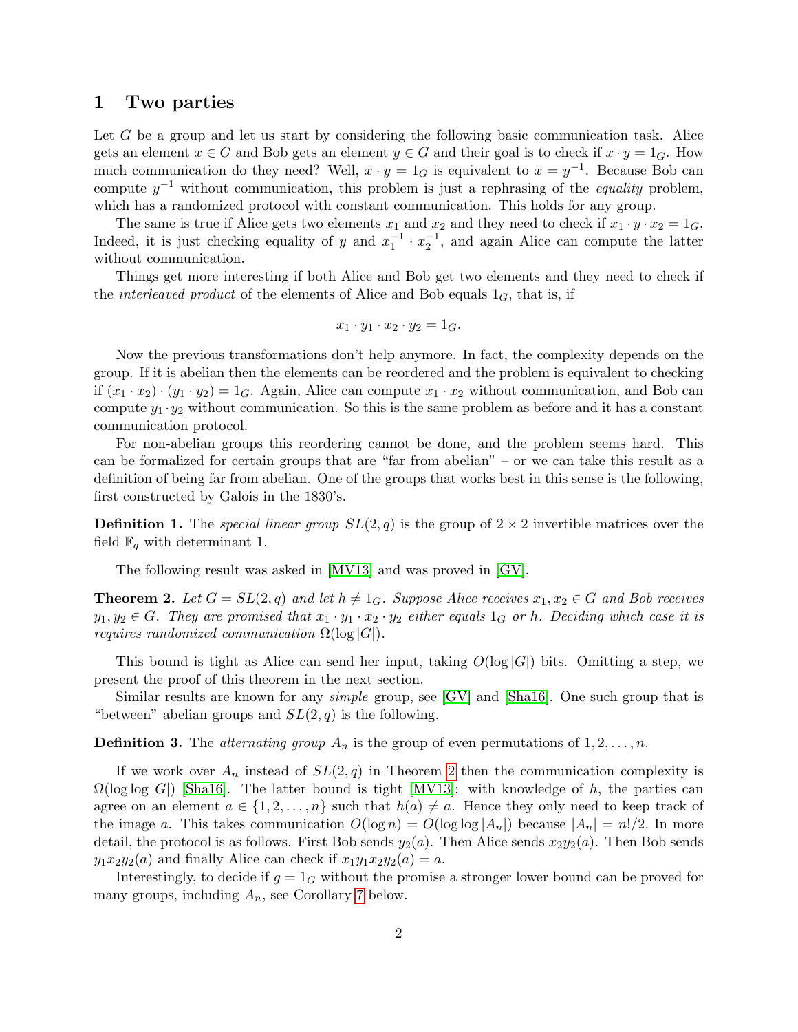# 1 Two parties

Let $G$ be a group and let us start by considering the following basic communication task. Alice gets an element $x \in G$ and Bob gets an element $y \in G$ and their goal is to check if $x \cdot y = 1_G$. How much communication do they need? Well, $x \cdot y = 1_G$ is equivalent to $x = y^{-1}$. Because Bob can compute $y^{-1}$ without communication, this problem is just a rephrasing of the *equality* problem, which has a randomized protocol with constant communication. This holds for any group.

The same is true if Alice gets two elements $x_1$ and $x_2$ and they need to check if $x_1 \cdot y \cdot x_2 = 1_G$. Indeed, it is just checking equality of $y$ and $x_1^{-1} \cdot x_2^{-1}$, and again Alice can compute the latter without communication.

Things get more interesting if both Alice and Bob get two elements and they need to check if the *interleaved product* of the elements of Alice and Bob equals $1_G$, that is, if

$$x_1 \cdot y_1 \cdot x_2 \cdot y_2 = 1_G.$$

Now the previous transformations don't help anymore. In fact, the complexity depends on the group. If it is abelian then the elements can be reordered and the problem is equivalent to checking if $(x_1 \cdot x_2) \cdot (y_1 \cdot y_2) = 1_G$. Again, Alice can compute $x_1 \cdot x_2$ without communication, and Bob can compute $y_1 \cdot y_2$ without communication. So this is the same problem as before and it has a constant communication protocol.

For non-abelian groups this reordering cannot be done, and the problem seems hard. This can be formalized for certain groups that are "far from abelian" – or we can take this result as a definition of being far from abelian. One of the groups that works best in this sense is the following, first constructed by Galois in the 1830's.

**Definition 1.** The *special linear group* $SL(2, q)$ is the group of $2 \times 2$ invertible matrices over the field $\mathbb{F}_q$ with determinant 1.

The following result was asked in [MV13] and was proved in [GV].

**Theorem 2.** *Let $G = SL(2, q)$ and let $h \neq 1_G$. Suppose Alice receives $x_1, x_2 \in G$ and Bob receives $y_1, y_2 \in G$. They are promised that $x_1 \cdot y_1 \cdot x_2 \cdot y_2$ either equals $1_G$ or $h$. Deciding which case it is requires randomized communication $\Omega(\log |G|)$.*

This bound is tight as Alice can send her input, taking $O(\log |G|)$ bits. Omitting a step, we present the proof of this theorem in the next section.

Similar results are known for any *simple* group, see [GV] and [Sha16]. One such group that is "between" abelian groups and $SL(2, q)$ is the following.

**Definition 3.** The *alternating group* $A_n$ is the group of even permutations of $1, 2, \ldots, n$.

If we work over $A_n$ instead of $SL(2, q)$ in Theorem 2 then the communication complexity is $\Omega(\log \log |G|)$ [Sha16]. The latter bound is tight [MV13]: with knowledge of $h$, the parties can agree on an element $a \in \{1, 2, \ldots, n\}$ such that $h(a) \neq a$. Hence they only need to keep track of the image $a$. This takes communication $O(\log n) = O(\log \log |A_n|)$ because $|A_n| = n!/2$. In more detail, the protocol is as follows. First Bob sends $y_2(a)$. Then Alice sends $x_2 y_2(a)$. Then Bob sends $y_1 x_2 y_2(a)$ and finally Alice can check if $x_1 y_1 x_2 y_2(a) = a$.

Interestingly, to decide if $g = 1_G$ without the promise a stronger lower bound can be proved for many groups, including $A_n$, see Corollary 7 below.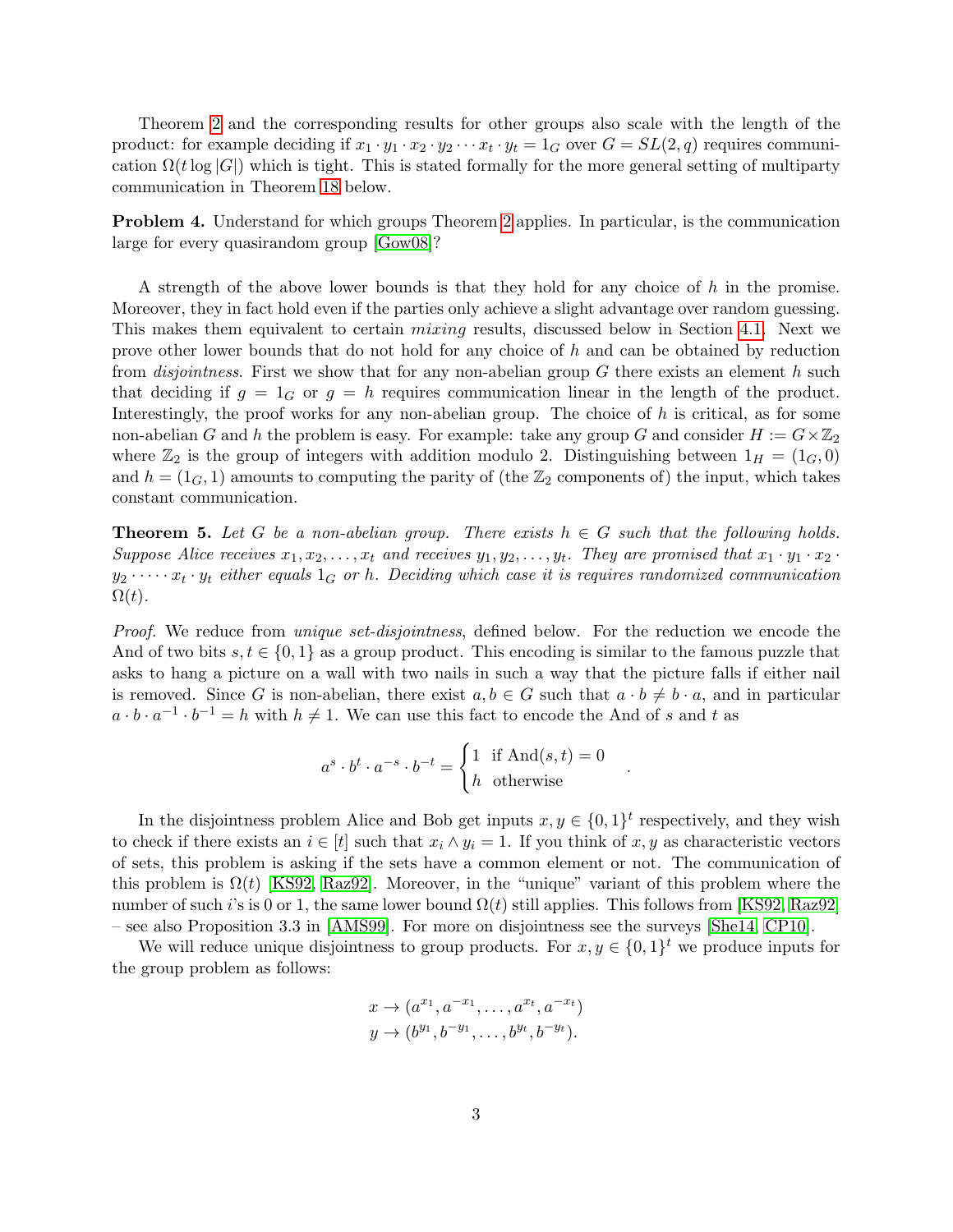Theorem 2 and the corresponding results for other groups also scale with the length of the product: for example deciding if $x_1 \cdot y_1 \cdot x_2 \cdot y_2 \cdots x_t \cdot y_t = 1_G$ over $G = SL(2,q)$ requires communication $\Omega(t \log |G|)$ which is tight. This is stated formally for the more general setting of multiparty communication in Theorem 18 below.

**Problem 4.** Understand for which groups Theorem 2 applies. In particular, is the communication large for every quasirandom group [Gow08]?

A strength of the above lower bounds is that they hold for any choice of $h$ in the promise. Moreover, they in fact hold even if the parties only achieve a slight advantage over random guessing. This makes them equivalent to certain *mixing* results, discussed below in Section 4.1. Next we prove other lower bounds that do not hold for any choice of $h$ and can be obtained by reduction from *disjointness*. First we show that for any non-abelian group $G$ there exists an element $h$ such that deciding if $g = 1_G$ or $g = h$ requires communication linear in the length of the product. Interestingly, the proof works for any non-abelian group. The choice of $h$ is critical, as for some non-abelian $G$ and $h$ the problem is easy. For example: take any group $G$ and consider $H := G \times \mathbb{Z}_2$ where $\mathbb{Z}_2$ is the group of integers with addition modulo 2. Distinguishing between $1_H = (1_G, 0)$ and $h = (1_G, 1)$ amounts to computing the parity of (the $\mathbb{Z}_2$ components of) the input, which takes constant communication.

**Theorem 5.** *Let $G$ be a non-abelian group. There exists $h \in G$ such that the following holds. Suppose Alice receives $x_1, x_2, \ldots, x_t$ and receives $y_1, y_2, \ldots, y_t$. They are promised that $x_1 \cdot y_1 \cdot x_2 \cdot y_2 \cdot \cdots \cdot x_t \cdot y_t$ either equals $1_G$ or $h$. Deciding which case it is requires randomized communication $\Omega(t)$.*

*Proof.* We reduce from *unique set-disjointness*, defined below. For the reduction we encode the And of two bits $s, t \in \{0,1\}$ as a group product. This encoding is similar to the famous puzzle that asks to hang a picture on a wall with two nails in such a way that the picture falls if either nail is removed. Since $G$ is non-abelian, there exist $a, b \in G$ such that $a \cdot b \neq b \cdot a$, and in particular $a \cdot b \cdot a^{-1} \cdot b^{-1} = h$ with $h \neq 1$. We can use this fact to encode the And of $s$ and $t$ as

$$a^s \cdot b^t \cdot a^{-s} \cdot b^{-t} = \begin{cases} 1 & \text{if And}(s,t) = 0 \\ h & \text{otherwise} \end{cases}.$$

In the disjointness problem Alice and Bob get inputs $x, y \in \{0,1\}^t$ respectively, and they wish to check if there exists an $i \in [t]$ such that $x_i \wedge y_i = 1$. If you think of $x, y$ as characteristic vectors of sets, this problem is asking if the sets have a common element or not. The communication of this problem is $\Omega(t)$ [KS92, Raz92]. Moreover, in the "unique" variant of this problem where the number of such $i$'s is 0 or 1, the same lower bound $\Omega(t)$ still applies. This follows from [KS92, Raz92] – see also Proposition 3.3 in [AMS99]. For more on disjointness see the surveys [She14, CP10].

We will reduce unique disjointness to group products. For $x, y \in \{0,1\}^t$ we produce inputs for the group problem as follows:

$$x \to (a^{x_1}, a^{-x_1}, \ldots, a^{x_t}, a^{-x_t})$$
$$y \to (b^{y_1}, b^{-y_1}, \ldots, b^{y_t}, b^{-y_t}).$$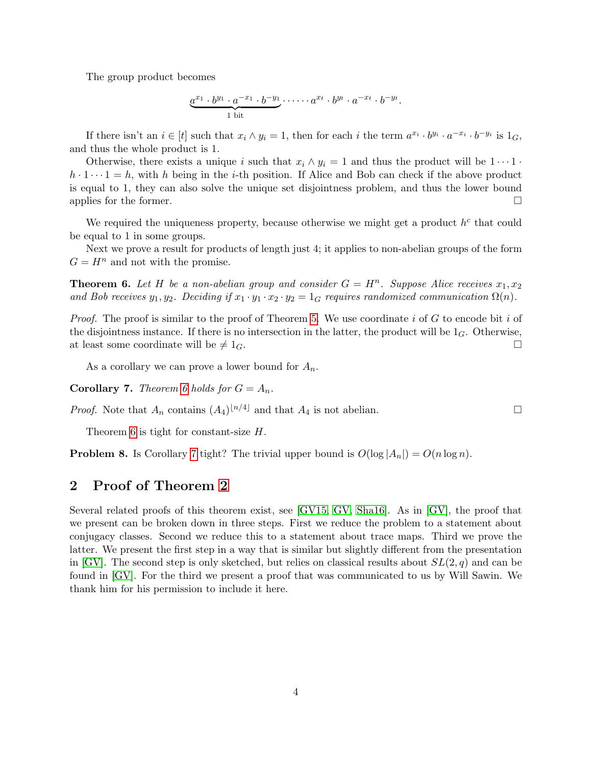The group product becomes

$$\underbrace{a^{x_1} \cdot b^{y_1} \cdot a^{-x_1} \cdot b^{-y_1}}_{1 \text{ bit}} \cdot \cdots \cdot a^{x_t} \cdot b^{y_t} \cdot a^{-x_t} \cdot b^{-y_t}.$$

If there isn't an $i \in [t]$ such that $x_i \wedge y_i = 1$, then for each $i$ the term $a^{x_i} \cdot b^{y_i} \cdot a^{-x_i} \cdot b^{-y_i}$ is $1_G$, and thus the whole product is 1.

Otherwise, there exists a unique $i$ such that $x_i \wedge y_i = 1$ and thus the product will be $1 \cdots 1 \cdot h \cdot 1 \cdots 1 = h$, with $h$ being in the $i$-th position. If Alice and Bob can check if the above product is equal to 1, they can also solve the unique set disjointness problem, and thus the lower bound applies for the former. □

We required the uniqueness property, because otherwise we might get a product $h^c$ that could be equal to 1 in some groups.

Next we prove a result for products of length just 4; it applies to non-abelian groups of the form $G = H^n$ and not with the promise.

**Theorem 6.** *Let $H$ be a non-abelian group and consider $G = H^n$. Suppose Alice receives $x_1, x_2$ and Bob receives $y_1, y_2$. Deciding if $x_1 \cdot y_1 \cdot x_2 \cdot y_2 = 1_G$ requires randomized communication $\Omega(n)$.*

*Proof.* The proof is similar to the proof of Theorem 5. We use coordinate $i$ of $G$ to encode bit $i$ of the disjointness instance. If there is no intersection in the latter, the product will be $1_G$. Otherwise, at least some coordinate will be $\neq 1_G$. □

As a corollary we can prove a lower bound for $A_n$.

**Corollary 7.** *Theorem 6 holds for $G = A_n$.*

*Proof.* Note that $A_n$ contains $(A_4)^{\lfloor n/4 \rfloor}$ and that $A_4$ is not abelian. □

Theorem 6 is tight for constant-size $H$.

**Problem 8.** Is Corollary 7 tight? The trivial upper bound is $O(\log |A_n|) = O(n \log n)$.

## 2 Proof of Theorem 2

Several related proofs of this theorem exist, see [GV15, GV, Sha16]. As in [GV], the proof that we present can be broken down in three steps. First we reduce the problem to a statement about conjugacy classes. Second we reduce this to a statement about trace maps. Third we prove the latter. We present the first step in a way that is similar but slightly different from the presentation in [GV]. The second step is only sketched, but relies on classical results about $SL(2, q)$ and can be found in [GV]. For the third we present a proof that was communicated to us by Will Sawin. We thank him for his permission to include it here.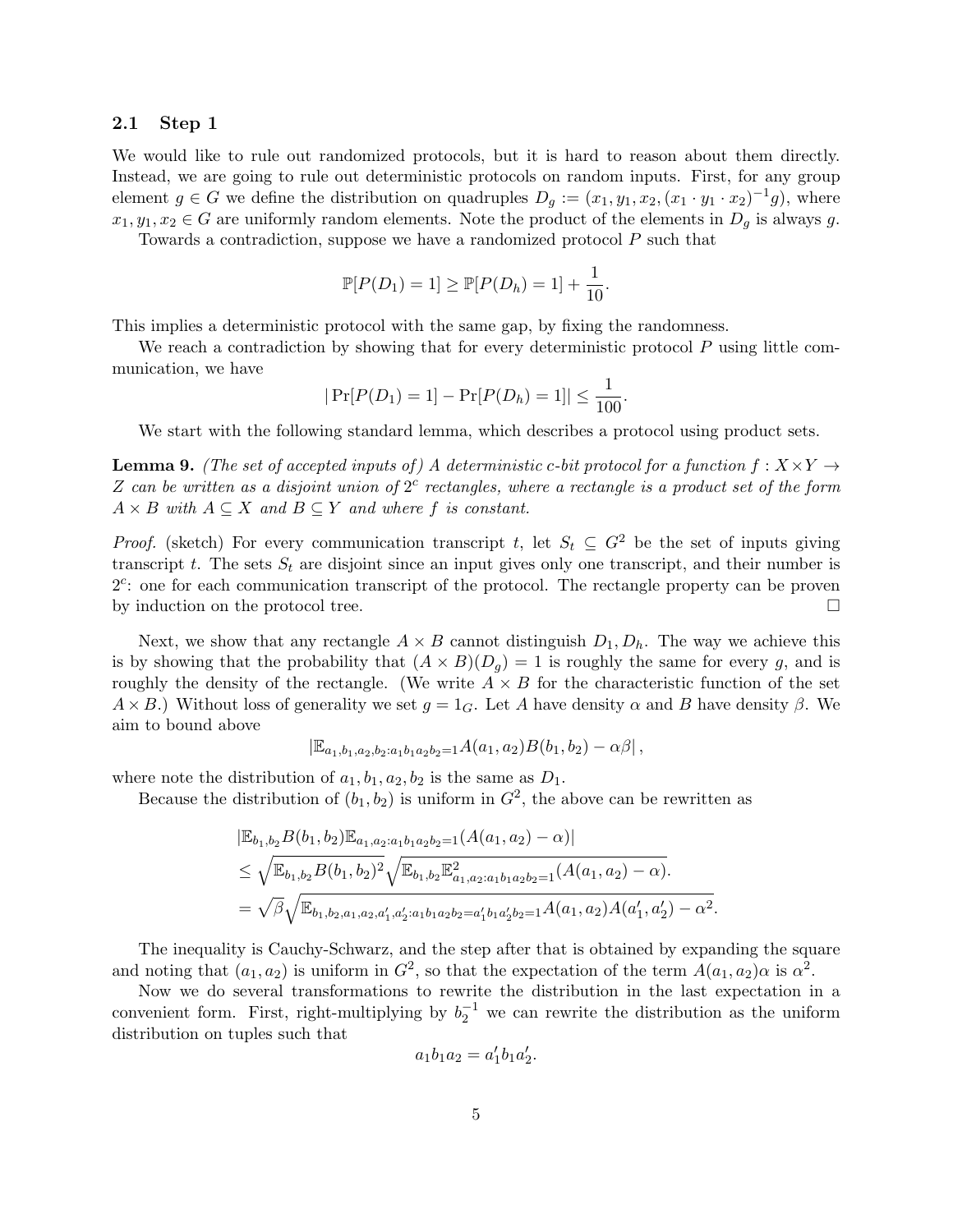### 2.1 Step 1

We would like to rule out randomized protocols, but it is hard to reason about them directly. Instead, we are going to rule out deterministic protocols on random inputs. First, for any group element $g \in G$ we define the distribution on quadruples $D_g := (x_1, y_1, x_2, (x_1 \cdot y_1 \cdot x_2)^{-1}g)$, where $x_1, y_1, x_2 \in G$ are uniformly random elements. Note the product of the elements in $D_g$ is always $g$.

Towards a contradiction, suppose we have a randomized protocol $P$ such that

$$\mathbb{P}[P(D_1) = 1] \geq \mathbb{P}[P(D_h) = 1] + \frac{1}{10}.$$

This implies a deterministic protocol with the same gap, by fixing the randomness.

We reach a contradiction by showing that for every deterministic protocol $P$ using little communication, we have

$$|\Pr[P(D_1) = 1] - \Pr[P(D_h) = 1]| \leq \frac{1}{100}.$$

We start with the following standard lemma, which describes a protocol using product sets.

**Lemma 9.** *(The set of accepted inputs of) A deterministic $c$-bit protocol for a function $f : X \times Y \to Z$ can be written as a disjoint union of $2^c$ rectangles, where a rectangle is a product set of the form $A \times B$ with $A \subseteq X$ and $B \subseteq Y$ and where $f$ is constant.*

*Proof.* (sketch) For every communication transcript $t$, let $S_t \subseteq G^2$ be the set of inputs giving transcript $t$. The sets $S_t$ are disjoint since an input gives only one transcript, and their number is $2^c$: one for each communication transcript of the protocol. The rectangle property can be proven by induction on the protocol tree. $\square$

Next, we show that any rectangle $A \times B$ cannot distinguish $D_1, D_h$. The way we achieve this is by showing that the probability that $(A \times B)(D_g) = 1$ is roughly the same for every $g$, and is roughly the density of the rectangle. (We write $A \times B$ for the characteristic function of the set $A \times B$.) Without loss of generality we set $g = 1_G$. Let $A$ have density $\alpha$ and $B$ have density $\beta$. We aim to bound above

$$|\mathbb{E}_{a_1,b_1,a_2,b_2:a_1b_1a_2b_2=1} A(a_1, a_2)B(b_1, b_2) - \alpha\beta|,$$

where note the distribution of $a_1, b_1, a_2, b_2$ is the same as $D_1$.

Because the distribution of $(b_1, b_2)$ is uniform in $G^2$, the above can be rewritten as

$$\begin{aligned}
&|\mathbb{E}_{b_1,b_2} B(b_1, b_2)\mathbb{E}_{a_1,a_2:a_1b_1a_2b_2=1}(A(a_1, a_2) - \alpha)| \\
&\leq \sqrt{\mathbb{E}_{b_1,b_2} B(b_1, b_2)^2}\sqrt{\mathbb{E}_{b_1,b_2}\mathbb{E}^2_{a_1,a_2:a_1b_1a_2b_2=1}(A(a_1, a_2) - \alpha)}. \\
&= \sqrt{\beta}\sqrt{\mathbb{E}_{b_1,b_2,a_1,a_2,a_1',a_2':a_1b_1a_2b_2=a_1'b_1a_2'b_2=1} A(a_1, a_2)A(a_1', a_2') - \alpha^2}.
\end{aligned}$$

The inequality is Cauchy-Schwarz, and the step after that is obtained by expanding the square and noting that $(a_1, a_2)$ is uniform in $G^2$, so that the expectation of the term $A(a_1, a_2)\alpha$ is $\alpha^2$.

Now we do several transformations to rewrite the distribution in the last expectation in a convenient form. First, right-multiplying by $b_2^{-1}$ we can rewrite the distribution as the uniform distribution on tuples such that

$$a_1b_1a_2 = a_1'b_1a_2'.$$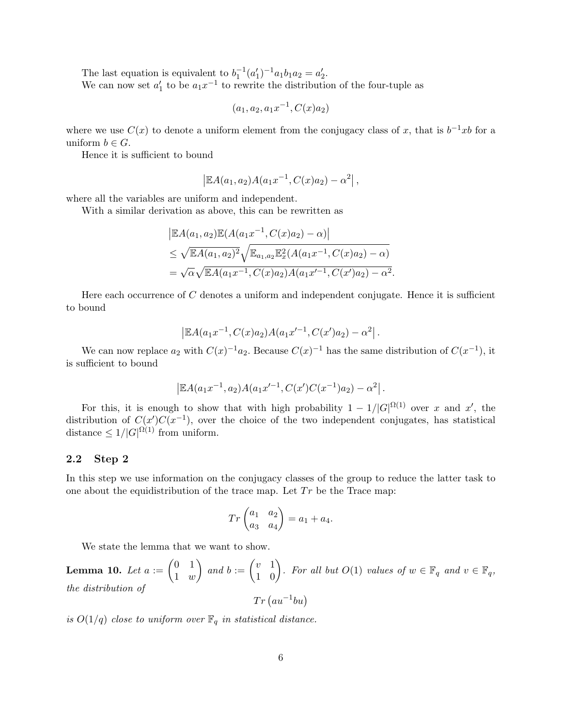The last equation is equivalent to $b_1^{-1}(a_1')^{-1}a_1b_1a_2 = a_2'$.

We can now set $a_1'$ to be $a_1x^{-1}$ to rewrite the distribution of the four-tuple as

$$(a_1, a_2, a_1x^{-1}, C(x)a_2)$$

where we use $C(x)$ to denote a uniform element from the conjugacy class of $x$, that is $b^{-1}xb$ for a uniform $b \in G$.

Hence it is sufficient to bound

$$\left|\mathbb{E}A(a_1, a_2)A(a_1x^{-1}, C(x)a_2) - \alpha^2\right|,$$

where all the variables are uniform and independent.

With a similar derivation as above, this can be rewritten as

$$\begin{aligned}
&\left|\mathbb{E}A(a_1, a_2)\mathbb{E}(A(a_1x^{-1}, C(x)a_2) - \alpha)\right| \\
&\leq \sqrt{\mathbb{E}A(a_1, a_2)^2}\sqrt{\mathbb{E}_{a_1,a_2}\mathbb{E}_x^2(A(a_1x^{-1}, C(x)a_2) - \alpha)} \\
&= \sqrt{\alpha}\sqrt{\mathbb{E}A(a_1x^{-1}, C(x)a_2)A(a_1x'^{-1}, C(x')a_2) - \alpha^2}.
\end{aligned}$$

Here each occurrence of $C$ denotes a uniform and independent conjugate. Hence it is sufficient to bound

$$\left|\mathbb{E}A(a_1x^{-1}, C(x)a_2)A(a_1x'^{-1}, C(x')a_2) - \alpha^2\right|.$$

We can now replace $a_2$ with $C(x)^{-1}a_2$. Because $C(x)^{-1}$ has the same distribution of $C(x^{-1})$, it is sufficient to bound

$$\left|\mathbb{E}A(a_1x^{-1}, a_2)A(a_1x'^{-1}, C(x')C(x^{-1})a_2) - \alpha^2\right|.$$

For this, it is enough to show that with high probability $1 - 1/|G|^{\Omega(1)}$ over $x$ and $x'$, the distribution of $C(x')C(x^{-1})$, over the choice of the two independent conjugates, has statistical distance $\leq 1/|G|^{\Omega(1)}$ from uniform.

## 2.2 Step 2

In this step we use information on the conjugacy classes of the group to reduce the latter task to one about the equidistribution of the trace map. Let $Tr$ be the Trace map:

$$Tr\begin{pmatrix} a_1 & a_2 \\ a_3 & a_4 \end{pmatrix} = a_1 + a_4.$$

We state the lemma that we want to show.

**Lemma 10.** *Let* $a := \begin{pmatrix} 0 & 1 \\ 1 & w \end{pmatrix}$ *and* $b := \begin{pmatrix} v & 1 \\ 1 & 0 \end{pmatrix}$. *For all but $O(1)$ values of $w \in \mathbb{F}_q$ and $v \in \mathbb{F}_q$, the distribution of*

$$Tr\left(au^{-1}bu\right)$$

*is $O(1/q)$ close to uniform over $\mathbb{F}_q$ in statistical distance.*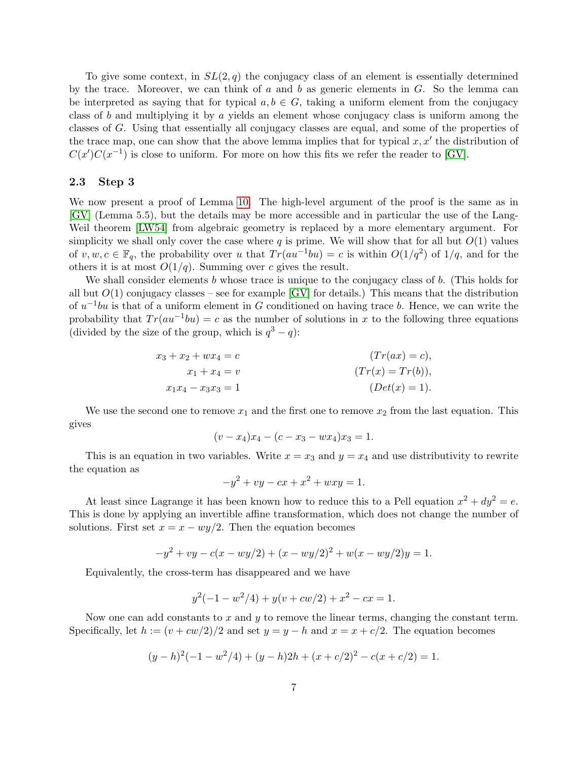To give some context, in $SL(2, q)$ the conjugacy class of an element is essentially determined by the trace. Moreover, we can think of $a$ and $b$ as generic elements in $G$. So the lemma can be interpreted as saying that for typical $a, b \in G$, taking a uniform element from the conjugacy class of $b$ and multiplying it by $a$ yields an element whose conjugacy class is uniform among the classes of $G$. Using that essentially all conjugacy classes are equal, and some of the properties of the trace map, one can show that the above lemma implies that for typical $x, x'$ the distribution of $C(x')C(x^{-1})$ is close to uniform. For more on how this fits we refer the reader to [GV].

### 2.3 Step 3

We now present a proof of Lemma 10. The high-level argument of the proof is the same as in [GV] (Lemma 5.5), but the details may be more accessible and in particular the use of the Lang-Weil theorem [LW54] from algebraic geometry is replaced by a more elementary argument. For simplicity we shall only cover the case where $q$ is prime. We will show that for all but $O(1)$ values of $v, w, c \in \mathbb{F}_q$, the probability over $u$ that $Tr(au^{-1}bu) = c$ is within $O(1/q^2)$ of $1/q$, and for the others it is at most $O(1/q)$. Summing over $c$ gives the result.

We shall consider elements $b$ whose trace is unique to the conjugacy class of $b$. (This holds for all but $O(1)$ conjugacy classes – see for example [GV] for details.) This means that the distribution of $u^{-1}bu$ is that of a uniform element in $G$ conditioned on having trace $b$. Hence, we can write the probability that $Tr(au^{-1}bu) = c$ as the number of solutions in $x$ to the following three equations (divided by the size of the group, which is $q^3 - q$):

$$
\begin{aligned}
x_3 + x_2 + wx_4 &= c && (Tr(ax) = c),\\
x_1 + x_4 &= v && (Tr(x) = Tr(b)),\\
x_1x_4 - x_3x_3 &= 1 && (Det(x) = 1).
\end{aligned}
$$

We use the second one to remove $x_1$ and the first one to remove $x_2$ from the last equation. This gives

$$(v - x_4)x_4 - (c - x_3 - wx_4)x_3 = 1.$$

This is an equation in two variables. Write $x = x_3$ and $y = x_4$ and use distributivity to rewrite the equation as

$$-y^2 + vy - cx + x^2 + wxy = 1.$$

At least since Lagrange it has been known how to reduce this to a Pell equation $x^2 + dy^2 = e$. This is done by applying an invertible affine transformation, which does not change the number of solutions. First set $x = x - wy/2$. Then the equation becomes

$$-y^2 + vy - c(x - wy/2) + (x - wy/2)^2 + w(x - wy/2)y = 1.$$

Equivalently, the cross-term has disappeared and we have

$$y^2(-1 - w^2/4) + y(v + cw/2) + x^2 - cx = 1.$$

Now one can add constants to $x$ and $y$ to remove the linear terms, changing the constant term. Specifically, let $h := (v + cw/2)/2$ and set $y = y - h$ and $x = x + c/2$. The equation becomes

$$(y - h)^2(-1 - w^2/4) + (y - h)2h + (x + c/2)^2 - c(x + c/2) = 1.$$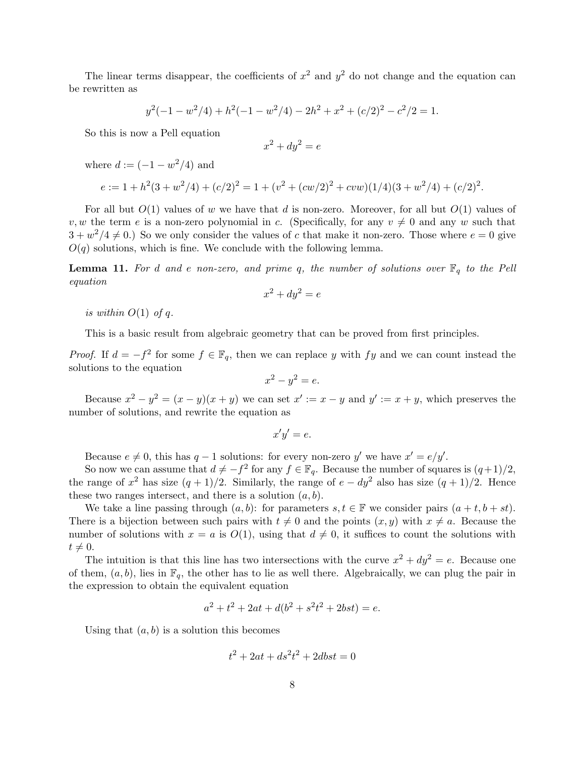The linear terms disappear, the coefficients of $x^2$ and $y^2$ do not change and the equation can be rewritten as

$$y^2(-1 - w^2/4) + h^2(-1 - w^2/4) - 2h^2 + x^2 + (c/2)^2 - c^2/2 = 1.$$

So this is now a Pell equation

$$x^2 + dy^2 = e$$

where $d := (-1 - w^2/4)$ and

$$e := 1 + h^2(3 + w^2/4) + (c/2)^2 = 1 + (v^2 + (cw/2)^2 + cvw)(1/4)(3 + w^2/4) + (c/2)^2.$$

For all but $O(1)$ values of $w$ we have that $d$ is non-zero. Moreover, for all but $O(1)$ values of $v, w$ the term $e$ is a non-zero polynomial in $c$. (Specifically, for any $v \neq 0$ and any $w$ such that $3 + w^2/4 \neq 0$.) So we only consider the values of $c$ that make it non-zero. Those where $e = 0$ give $O(q)$ solutions, which is fine. We conclude with the following lemma.

**Lemma 11.** *For $d$ and $e$ non-zero, and prime $q$, the number of solutions over $\mathbb{F}_q$ to the Pell equation*

$$x^2 + dy^2 = e$$

*is within $O(1)$ of $q$.*

This is a basic result from algebraic geometry that can be proved from first principles.

*Proof.* If $d = -f^2$ for some $f \in \mathbb{F}_q$, then we can replace $y$ with $fy$ and we can count instead the solutions to the equation

$$x^2 - y^2 = e.$$

Because $x^2 - y^2 = (x - y)(x + y)$ we can set $x' := x - y$ and $y' := x + y$, which preserves the number of solutions, and rewrite the equation as

$$x'y' = e.$$

Because $e \neq 0$, this has $q - 1$ solutions: for every non-zero $y'$ we have $x' = e/y'$.

So now we can assume that $d \neq -f^2$ for any $f \in \mathbb{F}_q$. Because the number of squares is $(q+1)/2$, the range of $x^2$ has size $(q + 1)/2$. Similarly, the range of $e - dy^2$ also has size $(q + 1)/2$. Hence these two ranges intersect, and there is a solution $(a, b)$.

We take a line passing through $(a, b)$: for parameters $s, t \in \mathbb{F}$ we consider pairs $(a + t, b + st)$. There is a bijection between such pairs with $t \neq 0$ and the points $(x, y)$ with $x \neq a$. Because the number of solutions with $x = a$ is $O(1)$, using that $d \neq 0$, it suffices to count the solutions with $t \neq 0$.

The intuition is that this line has two intersections with the curve $x^2 + dy^2 = e$. Because one of them, $(a, b)$, lies in $\mathbb{F}_q$, the other has to lie as well there. Algebraically, we can plug the pair in the expression to obtain the equivalent equation

$$a^2 + t^2 + 2at + d(b^2 + s^2t^2 + 2bst) = e.$$

Using that $(a, b)$ is a solution this becomes

$$t^2 + 2at + ds^2t^2 + 2dbst = 0$$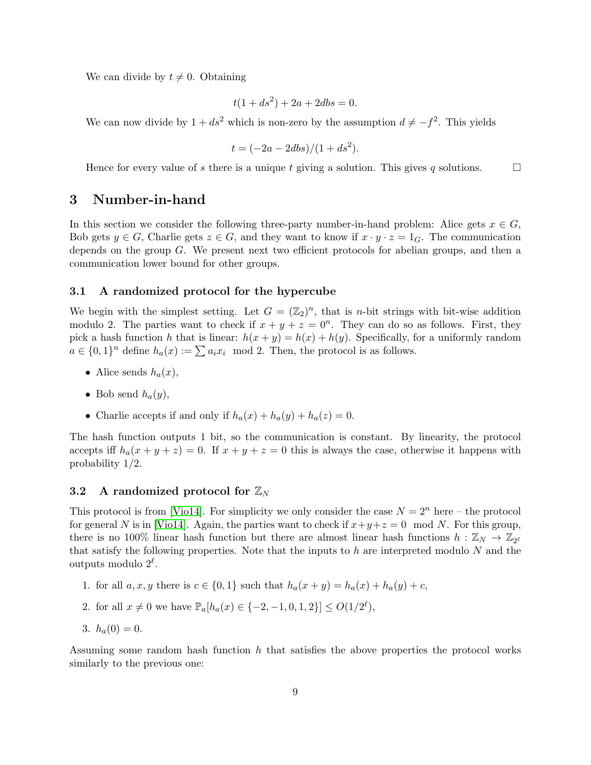We can divide by $t \neq 0$. Obtaining

$$t(1 + ds^2) + 2a + 2dbs = 0.$$

We can now divide by $1 + ds^2$ which is non-zero by the assumption $d \neq -f^2$. This yields

$$t = (-2a - 2dbs)/(1 + ds^2).$$

Hence for every value of $s$ there is a unique $t$ giving a solution. This gives $q$ solutions. □

# 3 Number-in-hand

In this section we consider the following three-party number-in-hand problem: Alice gets $x \in G$, Bob gets $y \in G$, Charlie gets $z \in G$, and they want to know if $x \cdot y \cdot z = 1_G$. The communication depends on the group $G$. We present next two efficient protocols for abelian groups, and then a communication lower bound for other groups.

## 3.1 A randomized protocol for the hypercube

We begin with the simplest setting. Let $G = (\mathbb{Z}_2)^n$, that is $n$-bit strings with bit-wise addition modulo 2. The parties want to check if $x + y + z = 0^n$. They can do so as follows. First, they pick a hash function $h$ that is linear: $h(x + y) = h(x) + h(y)$. Specifically, for a uniformly random $a \in \{0, 1\}^n$ define $h_a(x) := \sum a_i x_i \mod 2$. Then, the protocol is as follows.

- Alice sends $h_a(x)$,
- Bob send $h_a(y)$,
- Charlie accepts if and only if $h_a(x) + h_a(y) + h_a(z) = 0$.

The hash function outputs 1 bit, so the communication is constant. By linearity, the protocol accepts iff $h_a(x + y + z) = 0$. If $x + y + z = 0$ this is always the case, otherwise it happens with probability 1/2.

## 3.2 A randomized protocol for $\mathbb{Z}_N$

This protocol is from [Vio14]. For simplicity we only consider the case $N = 2^n$ here – the protocol for general $N$ is in [Vio14]. Again, the parties want to check if $x+y+z = 0 \mod N$. For this group, there is no 100% linear hash function but there are almost linear hash functions $h : \mathbb{Z}_N \to \mathbb{Z}_{2^\ell}$ that satisfy the following properties. Note that the inputs to $h$ are interpreted modulo $N$ and the outputs modulo $2^\ell$.

1. for all $a, x, y$ there is $c \in \{0, 1\}$ such that $h_a(x + y) = h_a(x) + h_a(y) + c$,
2. for all $x \neq 0$ we have $\mathbb{P}_a[h_a(x) \in \{-2, -1, 0, 1, 2\}] \leq O(1/2^\ell)$,
3. $h_a(0) = 0$.

Assuming some random hash function $h$ that satisfies the above properties the protocol works similarly to the previous one: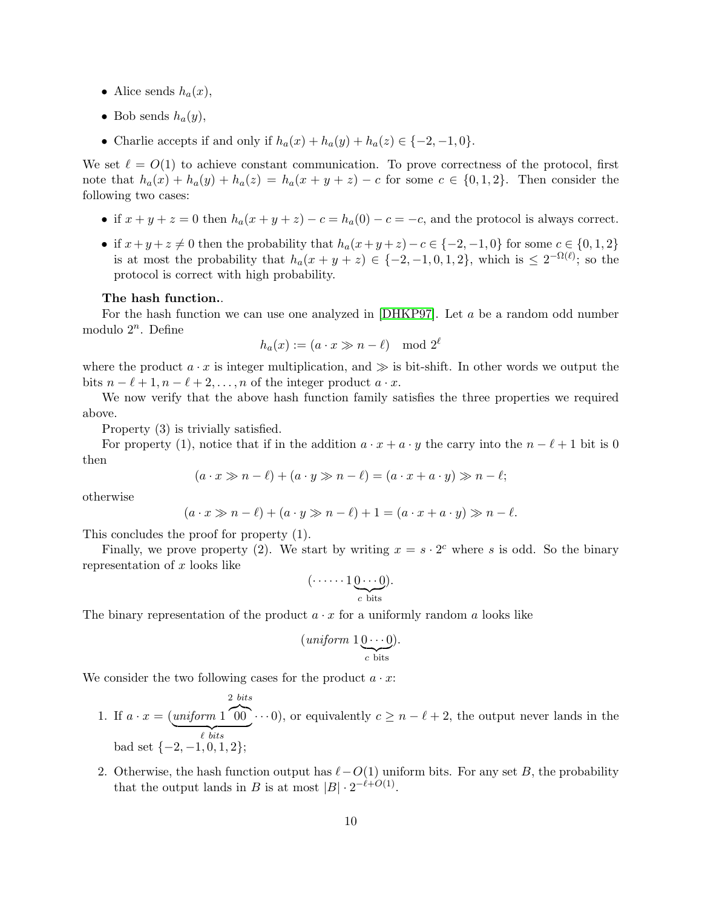- Alice sends $h_a(x)$,
- Bob sends $h_a(y)$,
- Charlie accepts if and only if $h_a(x) + h_a(y) + h_a(z) \in \{-2, -1, 0\}$.

We set $\ell = O(1)$ to achieve constant communication. To prove correctness of the protocol, first note that $h_a(x) + h_a(y) + h_a(z) = h_a(x + y + z) - c$ for some $c \in \{0, 1, 2\}$. Then consider the following two cases:

- if $x + y + z = 0$ then $h_a(x + y + z) - c = h_a(0) - c = -c$, and the protocol is always correct.
- if $x + y + z \neq 0$ then the probability that $h_a(x + y + z) - c \in \{-2, -1, 0\}$ for some $c \in \{0, 1, 2\}$ is at most the probability that $h_a(x + y + z) \in \{-2, -1, 0, 1, 2\}$, which is $\leq 2^{-\Omega(\ell)}$; so the protocol is correct with high probability.

**The hash function.**.

For the hash function we can use one analyzed in [DHKP97]. Let $a$ be a random odd number modulo $2^n$. Define

$$h_a(x) := (a \cdot x \gg n - \ell) \mod 2^\ell$$

where the product $a \cdot x$ is integer multiplication, and $\gg$ is bit-shift. In other words we output the bits $n - \ell + 1, n - \ell + 2, \ldots, n$ of the integer product $a \cdot x$.

We now verify that the above hash function family satisfies the three properties we required above.

Property (3) is trivially satisfied.

For property (1), notice that if in the addition $a \cdot x + a \cdot y$ the carry into the $n - \ell + 1$ bit is 0 then

$$(a \cdot x \gg n - \ell) + (a \cdot y \gg n - \ell) = (a \cdot x + a \cdot y) \gg n - \ell;$$

otherwise

$$(a \cdot x \gg n - \ell) + (a \cdot y \gg n - \ell) + 1 = (a \cdot x + a \cdot y) \gg n - \ell.$$

This concludes the proof for property (1).

Finally, we prove property (2). We start by writing $x = s \cdot 2^c$ where $s$ is odd. So the binary representation of $x$ looks like

$$(\cdots\cdots 1 \underbrace{0 \cdots 0}_{c \text{ bits}}).$$

The binary representation of the product $a \cdot x$ for a uniformly random $a$ looks like

$$(\textit{uniform } 1 \underbrace{0 \cdots 0}_{c \text{ bits}}).$$

We consider the two following cases for the product $a \cdot x$:

1. If $a \cdot x = (\underbrace{\textit{uniform } 1 \overbrace{00}^{2 \text{ bits}}}_{\ell \text{ bits}} \cdots 0)$, or equivalently $c \geq n - \ell + 2$, the output never lands in the bad set $\{-2, -1, 0, 1, 2\}$;
2. Otherwise, the hash function output has $\ell - O(1)$ uniform bits. For any set $B$, the probability that the output lands in $B$ is at most $|B| \cdot 2^{-\ell + O(1)}$.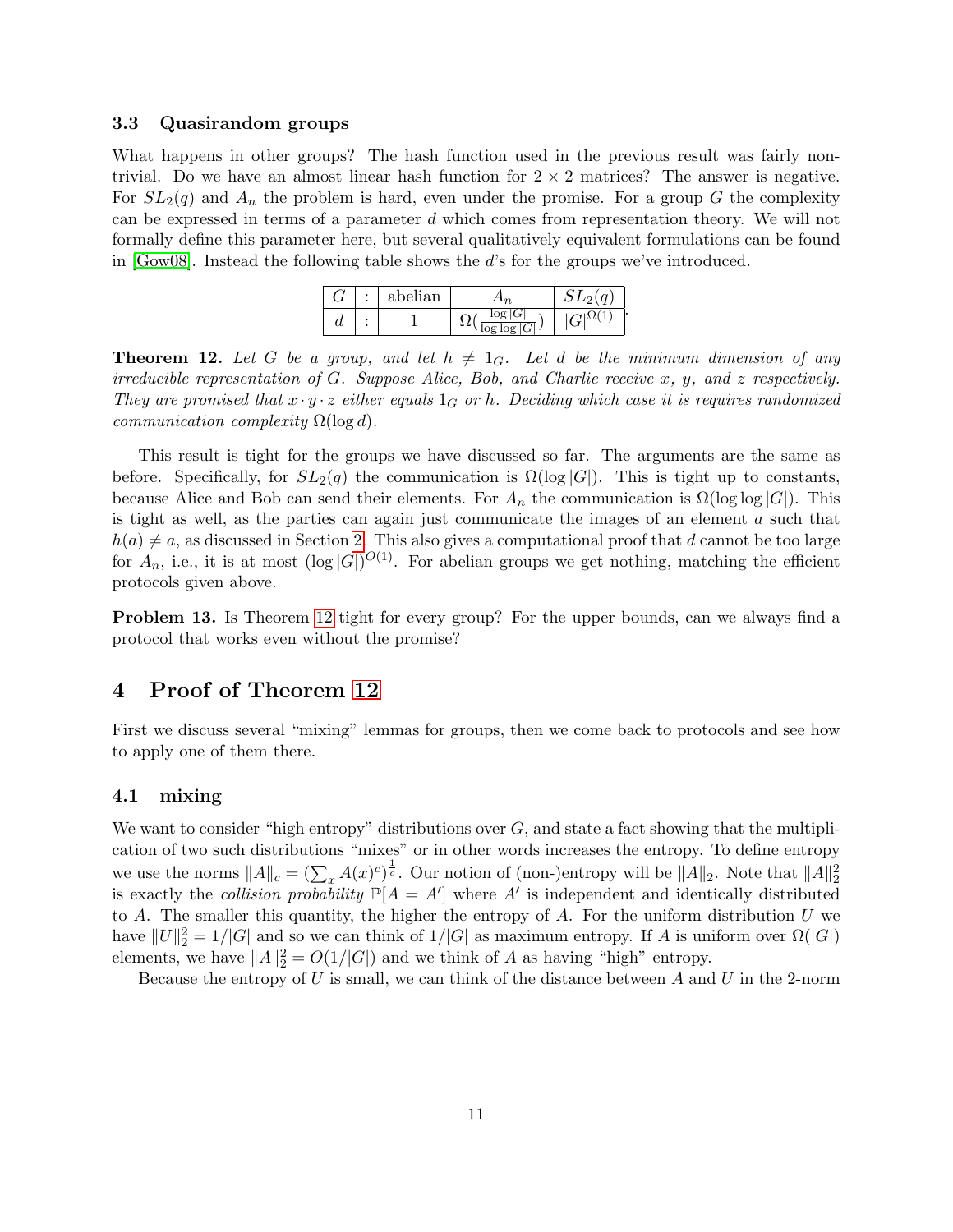### 3.3 Quasirandom groups

What happens in other groups? The hash function used in the previous result was fairly non-trivial. Do we have an almost linear hash function for $2 \times 2$ matrices? The answer is negative. For $SL_2(q)$ and $A_n$ the problem is hard, even under the promise. For a group $G$ the complexity can be expressed in terms of a parameter $d$ which comes from representation theory. We will not formally define this parameter here, but several qualitatively equivalent formulations can be found in [Gow08]. Instead the following table shows the $d$'s for the groups we've introduced.

| $G$ | : | abelian | $A_n$ | $SL_2(q)$ |
|---|---|---|---|---|
| $d$ | : | 1 | $\Omega(\frac{\log \lvert G \rvert}{\log \log \lvert G \rvert})$ | $\lvert G \rvert^{\Omega(1)}$ |

**Theorem 12.** *Let $G$ be a group, and let $h \neq 1_G$. Let $d$ be the minimum dimension of any irreducible representation of $G$. Suppose Alice, Bob, and Charlie receive $x$, $y$, and $z$ respectively. They are promised that $x \cdot y \cdot z$ either equals $1_G$ or $h$. Deciding which case it is requires randomized communication complexity $\Omega(\log d)$.*

This result is tight for the groups we have discussed so far. The arguments are the same as before. Specifically, for $SL_2(q)$ the communication is $\Omega(\log |G|)$. This is tight up to constants, because Alice and Bob can send their elements. For $A_n$ the communication is $\Omega(\log \log |G|)$. This is tight as well, as the parties can again just communicate the images of an element $a$ such that $h(a) \neq a$, as discussed in Section 2. This also gives a computational proof that $d$ cannot be too large for $A_n$, i.e., it is at most $(\log |G|)^{O(1)}$. For abelian groups we get nothing, matching the efficient protocols given above.

**Problem 13.** Is Theorem 12 tight for every group? For the upper bounds, can we always find a protocol that works even without the promise?

## 4 Proof of Theorem 12

First we discuss several "mixing" lemmas for groups, then we come back to protocols and see how to apply one of them there.

### 4.1 mixing

We want to consider "high entropy" distributions over $G$, and state a fact showing that the multiplication of two such distributions "mixes" or in other words increases the entropy. To define entropy we use the norms $\|A\|_c = (\sum_x A(x)^c)^{\frac{1}{c}}$. Our notion of (non-)entropy will be $\|A\|_2$. Note that $\|A\|_2^2$ is exactly the *collision probability* $\mathbb{P}[A = A']$ where $A'$ is independent and identically distributed to $A$. The smaller this quantity, the higher the entropy of $A$. For the uniform distribution $U$ we have $\|U\|_2^2 = 1/|G|$ and so we can think of $1/|G|$ as maximum entropy. If $A$ is uniform over $\Omega(|G|)$ elements, we have $\|A\|_2^2 = O(1/|G|)$ and we think of $A$ as having "high" entropy.

Because the entropy of $U$ is small, we can think of the distance between $A$ and $U$ in the 2-norm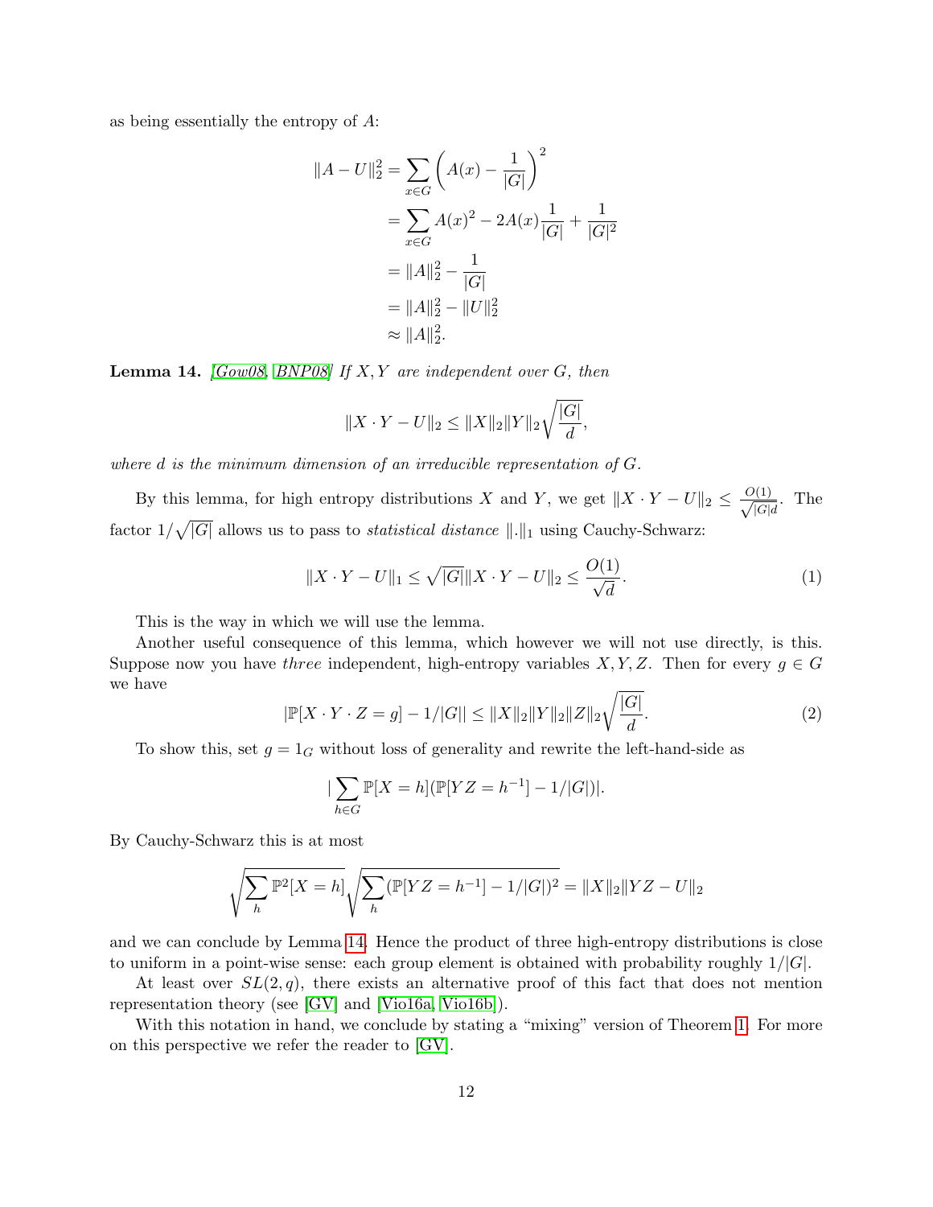as being essentially the entropy of $A$:

$$\begin{aligned}
\|A - U\|_2^2 &= \sum_{x \in G} \left( A(x) - \frac{1}{|G|} \right)^2 \\
&= \sum_{x \in G} A(x)^2 - 2A(x)\frac{1}{|G|} + \frac{1}{|G|^2} \\
&= \|A\|_2^2 - \frac{1}{|G|} \\
&= \|A\|_2^2 - \|U\|_2^2 \\
&\approx \|A\|_2^2.
\end{aligned}$$

**Lemma 14.** *[Gow08, BNP08] If $X, Y$ are independent over $G$, then*

$$\|X \cdot Y - U\|_2 \le \|X\|_2 \|Y\|_2 \sqrt{\frac{|G|}{d}},$$

*where $d$ is the minimum dimension of an irreducible representation of $G$.*

By this lemma, for high entropy distributions $X$ and $Y$, we get $\|X \cdot Y - U\|_2 \le \frac{O(1)}{\sqrt{|G|d}}$. The factor $1/\sqrt{|G|}$ allows us to pass to *statistical distance* $\|.\|_1$ using Cauchy-Schwarz:

$$\|X \cdot Y - U\|_1 \le \sqrt{|G|} \|X \cdot Y - U\|_2 \le \frac{O(1)}{\sqrt{d}}. \tag{1}$$

This is the way in which we will use the lemma.

Another useful consequence of this lemma, which however we will not use directly, is this. Suppose now you have *three* independent, high-entropy variables $X, Y, Z$. Then for every $g \in G$ we have

$$|\mathbb{P}[X \cdot Y \cdot Z = g] - 1/|G|| \le \|X\|_2 \|Y\|_2 \|Z\|_2 \sqrt{\frac{|G|}{d}}. \tag{2}$$

To show this, set $g = 1_G$ without loss of generality and rewrite the left-hand-side as

$$|\sum_{h \in G} \mathbb{P}[X = h](\mathbb{P}[YZ = h^{-1}] - 1/|G|)|.$$

By Cauchy-Schwarz this is at most

$$\sqrt{\sum_h \mathbb{P}^2[X = h]} \sqrt{\sum_h (\mathbb{P}[YZ = h^{-1}] - 1/|G|)^2} = \|X\|_2 \|YZ - U\|_2$$

and we can conclude by Lemma 14. Hence the product of three high-entropy distributions is close to uniform in a point-wise sense: each group element is obtained with probability roughly $1/|G|$.

At least over $SL(2, q)$, there exists an alternative proof of this fact that does not mention representation theory (see [GV] and [Vio16a, Vio16b]).

With this notation in hand, we conclude by stating a "mixing" version of Theorem 1. For more on this perspective we refer the reader to [GV].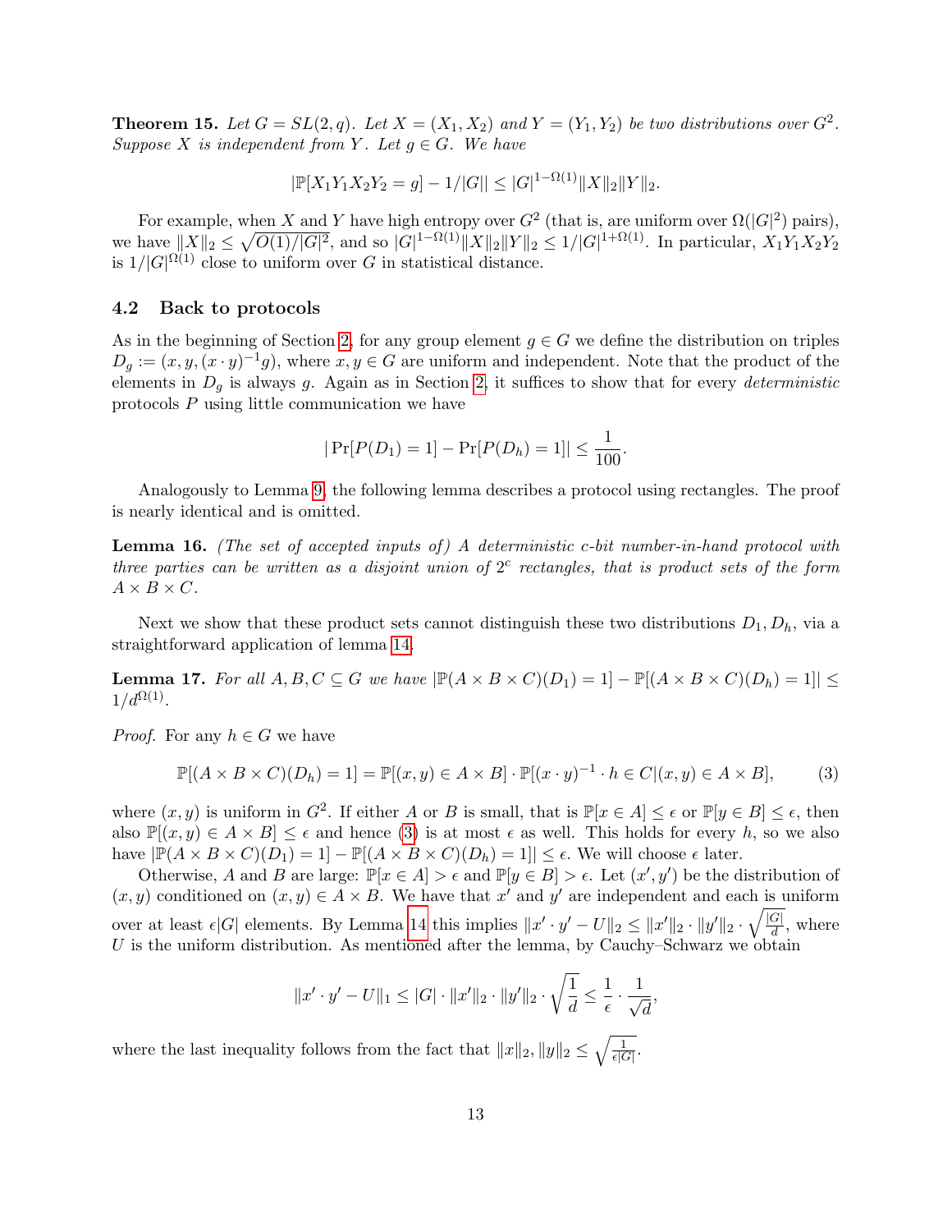**Theorem 15.** *Let $G = SL(2,q)$. Let $X = (X_1, X_2)$ and $Y = (Y_1, Y_2)$ be two distributions over $G^2$. Suppose $X$ is independent from $Y$. Let $g \in G$. We have*

$$|\mathbb{P}[X_1Y_1X_2Y_2 = g] - 1/|G|| \leq |G|^{1-\Omega(1)}\|X\|_2\|Y\|_2.$$

For example, when $X$ and $Y$ have high entropy over $G^2$ (that is, are uniform over $\Omega(|G|^2)$ pairs), we have $\|X\|_2 \leq \sqrt{O(1)/|G|^2}$, and so $|G|^{1-\Omega(1)}\|X\|_2\|Y\|_2 \leq 1/|G|^{1+\Omega(1)}$. In particular, $X_1Y_1X_2Y_2$ is $1/|G|^{\Omega(1)}$ close to uniform over $G$ in statistical distance.

## 4.2 Back to protocols

As in the beginning of Section 2, for any group element $g \in G$ we define the distribution on triples $D_g := (x, y, (x \cdot y)^{-1}g)$, where $x, y \in G$ are uniform and independent. Note that the product of the elements in $D_g$ is always $g$. Again as in Section 2, it suffices to show that for every *deterministic* protocols $P$ using little communication we have

$$|\Pr[P(D_1) = 1] - \Pr[P(D_h) = 1]| \leq \frac{1}{100}.$$

Analogously to Lemma 9, the following lemma describes a protocol using rectangles. The proof is nearly identical and is omitted.

**Lemma 16.** *(The set of accepted inputs of) A deterministic $c$-bit number-in-hand protocol with three parties can be written as a disjoint union of $2^c$ rectangles, that is product sets of the form $A \times B \times C$.*

Next we show that these product sets cannot distinguish these two distributions $D_1, D_h$, via a straightforward application of lemma 14.

**Lemma 17.** *For all $A, B, C \subseteq G$ we have $|\mathbb{P}(A \times B \times C)(D_1) = 1] - \mathbb{P}[(A \times B \times C)(D_h) = 1]| \leq 1/d^{\Omega(1)}$.*

*Proof.* For any $h \in G$ we have

$$\mathbb{P}[(A \times B \times C)(D_h) = 1] = \mathbb{P}[(x, y) \in A \times B] \cdot \mathbb{P}[(x \cdot y)^{-1} \cdot h \in C|(x, y) \in A \times B], \tag{3}$$

where $(x, y)$ is uniform in $G^2$. If either $A$ or $B$ is small, that is $\mathbb{P}[x \in A] \leq \epsilon$ or $\mathbb{P}[y \in B] \leq \epsilon$, then also $\mathbb{P}[(x, y) \in A \times B] \leq \epsilon$ and hence (3) is at most $\epsilon$ as well. This holds for every $h$, so we also have $|\mathbb{P}(A \times B \times C)(D_1) = 1] - \mathbb{P}[(A \times B \times C)(D_h) = 1]| \leq \epsilon$. We will choose $\epsilon$ later.

Otherwise, $A$ and $B$ are large: $\mathbb{P}[x \in A] > \epsilon$ and $\mathbb{P}[y \in B] > \epsilon$. Let $(x', y')$ be the distribution of $(x, y)$ conditioned on $(x, y) \in A \times B$. We have that $x'$ and $y'$ are independent and each is uniform over at least $\epsilon|G|$ elements. By Lemma 14 this implies $\|x' \cdot y' - U\|_2 \leq \|x'\|_2 \cdot \|y'\|_2 \cdot \sqrt{\frac{|G|}{d}}$, where $U$ is the uniform distribution. As mentioned after the lemma, by Cauchy–Schwarz we obtain

$$\|x' \cdot y' - U\|_1 \leq |G| \cdot \|x'\|_2 \cdot \|y'\|_2 \cdot \sqrt{\frac{1}{d}} \leq \frac{1}{\epsilon} \cdot \frac{1}{\sqrt{d}},$$

where the last inequality follows from the fact that $\|x\|_2, \|y\|_2 \leq \sqrt{\frac{1}{\epsilon|G|}}$.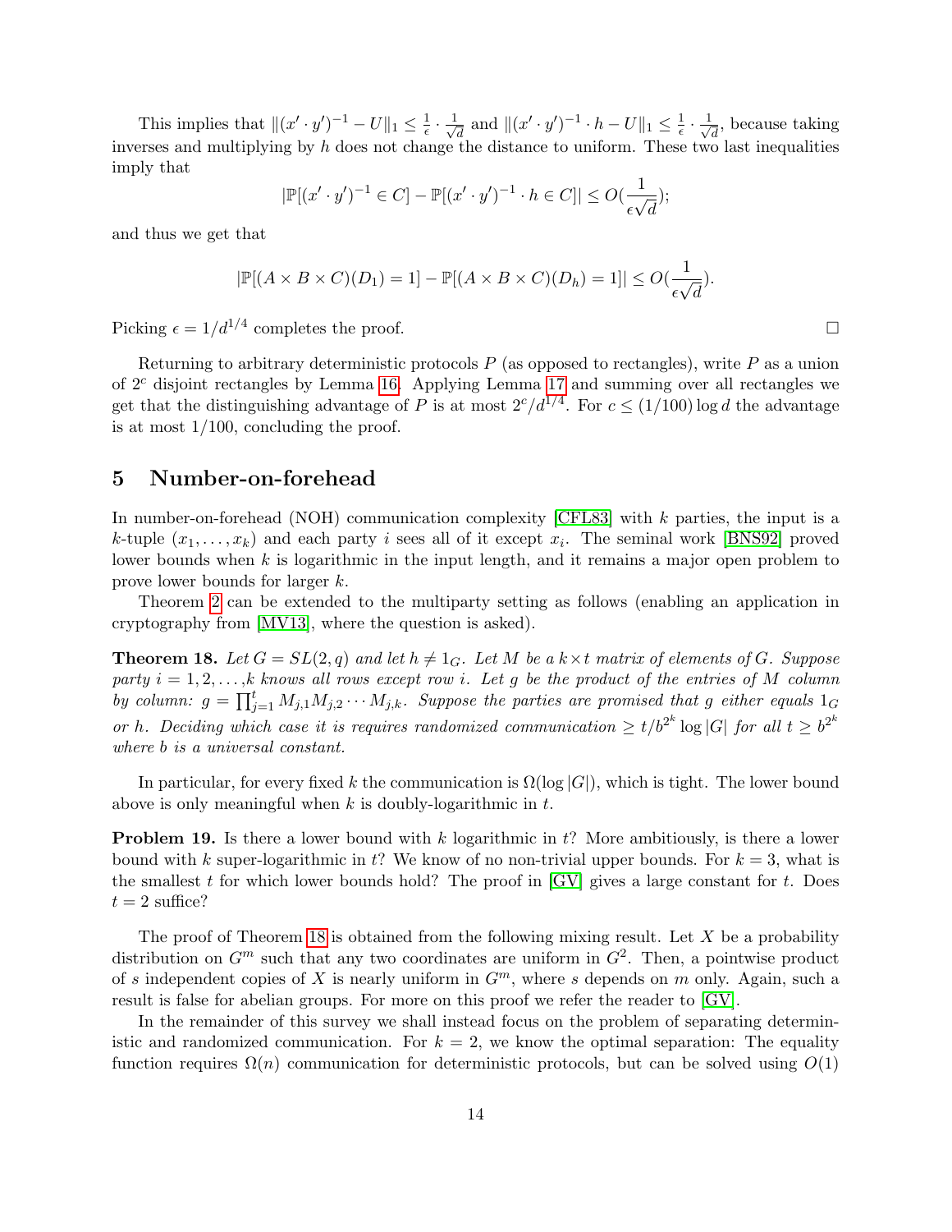This implies that $\|(x' \cdot y')^{-1} - U\|_1 \le \frac{1}{\epsilon} \cdot \frac{1}{\sqrt{d}}$ and $\|(x' \cdot y')^{-1} \cdot h - U\|_1 \le \frac{1}{\epsilon} \cdot \frac{1}{\sqrt{d}}$, because taking inverses and multiplying by $h$ does not change the distance to uniform. These two last inequalities imply that

$$|\mathbb{P}[(x' \cdot y')^{-1} \in C] - \mathbb{P}[(x' \cdot y')^{-1} \cdot h \in C]| \le O(\frac{1}{\epsilon\sqrt{d}});$$

and thus we get that

$$|\mathbb{P}[(A \times B \times C)(D_1) = 1] - \mathbb{P}[(A \times B \times C)(D_h) = 1]| \le O(\frac{1}{\epsilon\sqrt{d}}).$$

Picking $\epsilon = 1/d^{1/4}$ completes the proof. □

Returning to arbitrary deterministic protocols $P$ (as opposed to rectangles), write $P$ as a union of $2^c$ disjoint rectangles by Lemma 16. Applying Lemma 17 and summing over all rectangles we get that the distinguishing advantage of $P$ is at most $2^c/d^{1/4}$. For $c \le (1/100)\log d$ the advantage is at most $1/100$, concluding the proof.

## 5 Number-on-forehead

In number-on-forehead (NOH) communication complexity [CFL83] with $k$ parties, the input is a $k$-tuple $(x_1, \ldots, x_k)$ and each party $i$ sees all of it except $x_i$. The seminal work [BNS92] proved lower bounds when $k$ is logarithmic in the input length, and it remains a major open problem to prove lower bounds for larger $k$.

Theorem 2 can be extended to the multiparty setting as follows (enabling an application in cryptography from [MV13], where the question is asked).

**Theorem 18.** *Let $G = SL(2, q)$ and let $h \ne 1_G$. Let $M$ be a $k \times t$ matrix of elements of $G$. Suppose party $i = 1, 2, \ldots, k$ knows all rows except row $i$. Let $g$ be the product of the entries of $M$ column by column: $g = \prod_{j=1}^{t} M_{j,1} M_{j,2} \cdots M_{j,k}$. Suppose the parties are promised that $g$ either equals $1_G$ or $h$. Deciding which case it is requires randomized communication $\ge t/b^{2^k} \log |G|$ for all $t \ge b^{2^k}$ where $b$ is a universal constant.*

In particular, for every fixed $k$ the communication is $\Omega(\log |G|)$, which is tight. The lower bound above is only meaningful when $k$ is doubly-logarithmic in $t$.

**Problem 19.** Is there a lower bound with $k$ logarithmic in $t$? More ambitiously, is there a lower bound with $k$ super-logarithmic in $t$? We know of no non-trivial upper bounds. For $k = 3$, what is the smallest $t$ for which lower bounds hold? The proof in [GV] gives a large constant for $t$. Does $t = 2$ suffice?

The proof of Theorem 18 is obtained from the following mixing result. Let $X$ be a probability distribution on $G^m$ such that any two coordinates are uniform in $G^2$. Then, a pointwise product of $s$ independent copies of $X$ is nearly uniform in $G^m$, where $s$ depends on $m$ only. Again, such a result is false for abelian groups. For more on this proof we refer the reader to [GV].

In the remainder of this survey we shall instead focus on the problem of separating deterministic and randomized communication. For $k = 2$, we know the optimal separation: The equality function requires $\Omega(n)$ communication for deterministic protocols, but can be solved using $O(1)$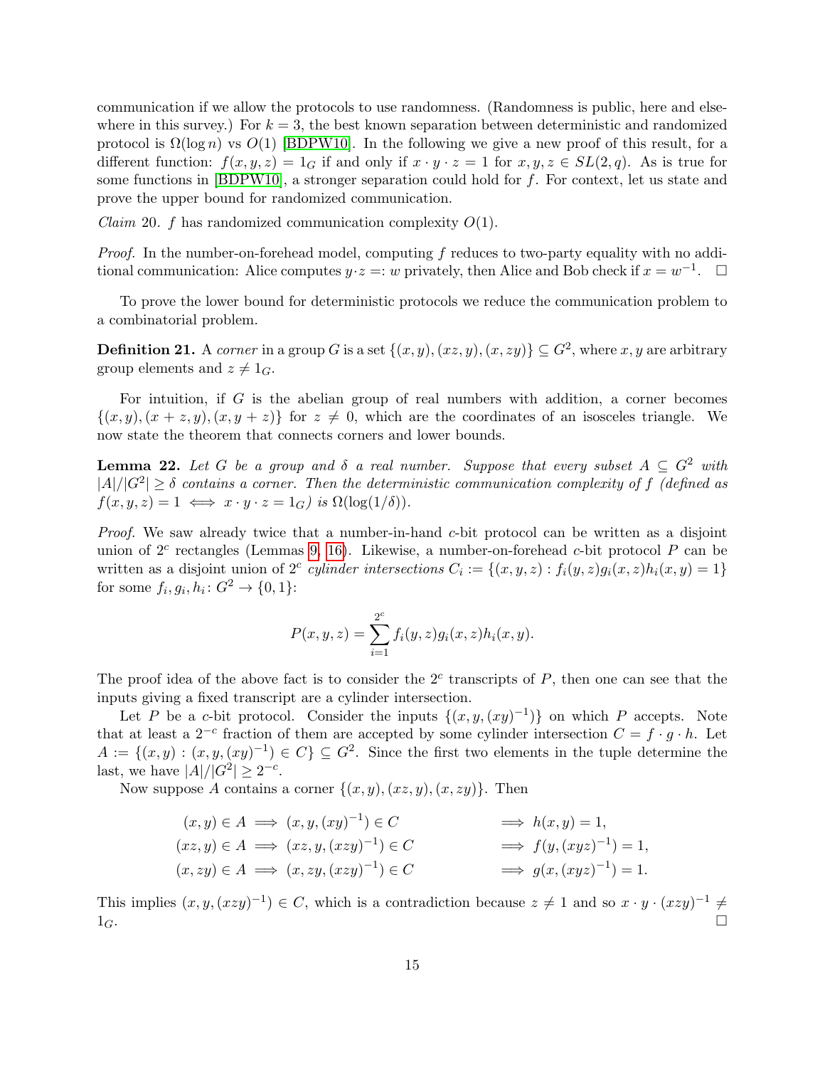communication if we allow the protocols to use randomness. (Randomness is public, here and elsewhere in this survey.) For $k = 3$, the best known separation between deterministic and randomized protocol is $\Omega(\log n)$ vs $O(1)$ [BDPW10]. In the following we give a new proof of this result, for a different function: $f(x, y, z) = 1_G$ if and only if $x \cdot y \cdot z = 1$ for $x, y, z \in SL(2, q)$. As is true for some functions in [BDPW10], a stronger separation could hold for $f$. For context, let us state and prove the upper bound for randomized communication.

*Claim* 20. $f$ has randomized communication complexity $O(1)$.

*Proof.* In the number-on-forehead model, computing $f$ reduces to two-party equality with no additional communication: Alice computes $y \cdot z =: w$ privately, then Alice and Bob check if $x = w^{-1}$. □

To prove the lower bound for deterministic protocols we reduce the communication problem to a combinatorial problem.

**Definition 21.** A *corner* in a group $G$ is a set $\{(x, y), (xz, y), (x, zy)\} \subseteq G^2$, where $x, y$ are arbitrary group elements and $z \neq 1_G$.

For intuition, if $G$ is the abelian group of real numbers with addition, a corner becomes $\{(x, y), (x + z, y), (x, y + z)\}$ for $z \neq 0$, which are the coordinates of an isosceles triangle. We now state the theorem that connects corners and lower bounds.

**Lemma 22.** *Let $G$ be a group and $\delta$ a real number. Suppose that every subset $A \subseteq G^2$ with $|A|/|G^2| \geq \delta$ contains a corner. Then the deterministic communication complexity of $f$ (defined as $f(x, y, z) = 1 \iff x \cdot y \cdot z = 1_G$) is $\Omega(\log(1/\delta))$.*

*Proof.* We saw already twice that a number-in-hand $c$-bit protocol can be written as a disjoint union of $2^c$ rectangles (Lemmas 9, 16). Likewise, a number-on-forehead $c$-bit protocol $P$ can be written as a disjoint union of $2^c$ *cylinder intersections* $C_i := \{(x, y, z) : f_i(y, z) g_i(x, z) h_i(x, y) = 1\}$ for some $f_i, g_i, h_i \colon G^2 \to \{0, 1\}$:

$$P(x, y, z) = \sum_{i=1}^{2^c} f_i(y, z) g_i(x, z) h_i(x, y).$$

The proof idea of the above fact is to consider the $2^c$ transcripts of $P$, then one can see that the inputs giving a fixed transcript are a cylinder intersection.

Let $P$ be a $c$-bit protocol. Consider the inputs $\{(x, y, (xy)^{-1})\}$ on which $P$ accepts. Note that at least a $2^{-c}$ fraction of them are accepted by some cylinder intersection $C = f \cdot g \cdot h$. Let $A := \{(x, y) : (x, y, (xy)^{-1}) \in C\} \subseteq G^2$. Since the first two elements in the tuple determine the last, we have $|A|/|G^2| \geq 2^{-c}$.

Now suppose $A$ contains a corner $\{(x, y), (xz, y), (x, zy)\}$. Then

$$\begin{aligned}
(x, y) \in A &\implies (x, y, (xy)^{-1}) \in C && \implies h(x, y) = 1, \\
(xz, y) \in A &\implies (xz, y, (xzy)^{-1}) \in C && \implies f(y, (xyz)^{-1}) = 1, \\
(x, zy) \in A &\implies (x, zy, (xzy)^{-1}) \in C && \implies g(x, (xyz)^{-1}) = 1.
\end{aligned}$$

This implies $(x, y, (xzy)^{-1}) \in C$, which is a contradiction because $z \neq 1$ and so $x \cdot y \cdot (xzy)^{-1} \neq 1_G$. □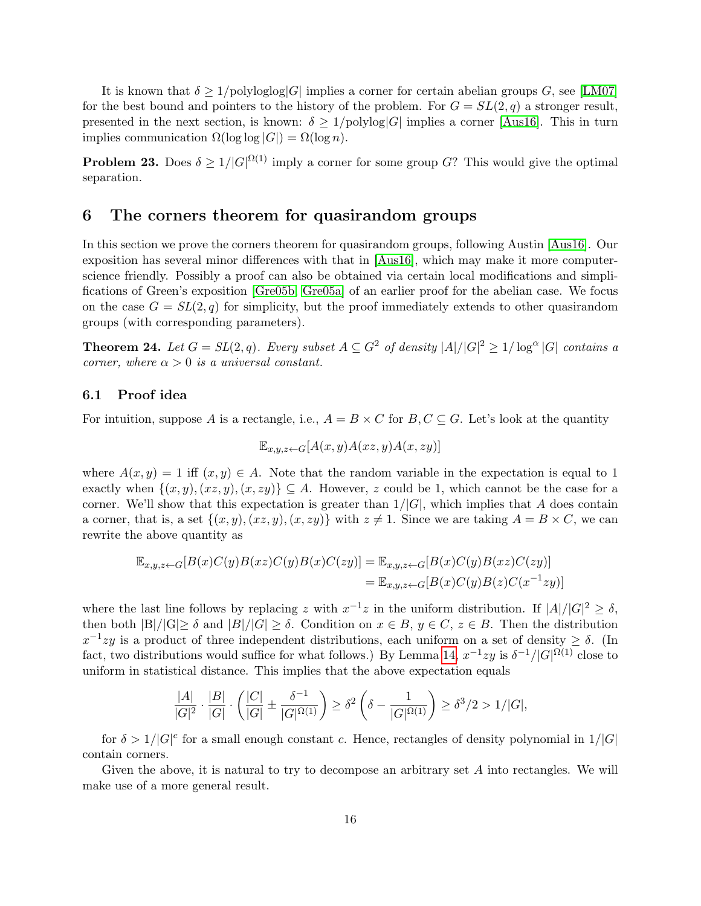It is known that $\delta \geq 1/\text{polyloglog}|G|$ implies a corner for certain abelian groups $G$, see [LM07] for the best bound and pointers to the history of the problem. For $G = SL(2,q)$ a stronger result, presented in the next section, is known: $\delta \geq 1/\text{polylog}|G|$ implies a corner [Aus16]. This in turn implies communication $\Omega(\log\log|G|) = \Omega(\log n)$.

**Problem 23.** Does $\delta \geq 1/|G|^{\Omega(1)}$ imply a corner for some group $G$? This would give the optimal separation.

# 6 The corners theorem for quasirandom groups

In this section we prove the corners theorem for quasirandom groups, following Austin [Aus16]. Our exposition has several minor differences with that in [Aus16], which may make it more computer-science friendly. Possibly a proof can also be obtained via certain local modifications and simplifications of Green's exposition [Gre05b, Gre05a] of an earlier proof for the abelian case. We focus on the case $G = SL(2,q)$ for simplicity, but the proof immediately extends to other quasirandom groups (with corresponding parameters).

**Theorem 24.** *Let $G = SL(2,q)$. Every subset $A \subseteq G^2$ of density $|A|/|G|^2 \geq 1/\log^{\alpha}|G|$ contains a corner, where $\alpha > 0$ is a universal constant.*

## 6.1 Proof idea

For intuition, suppose $A$ is a rectangle, i.e., $A = B \times C$ for $B, C \subseteq G$. Let's look at the quantity

$$\mathbb{E}_{x,y,z \leftarrow G}[A(x,y)A(xz,y)A(x,zy)]$$

where $A(x,y) = 1$ iff $(x,y) \in A$. Note that the random variable in the expectation is equal to 1 exactly when $\{(x,y),(xz,y),(x,zy)\} \subseteq A$. However, $z$ could be 1, which cannot be the case for a corner. We'll show that this expectation is greater than $1/|G|$, which implies that $A$ does contain a corner, that is, a set $\{(x,y),(xz,y),(x,zy)\}$ with $z \neq 1$. Since we are taking $A = B \times C$, we can rewrite the above quantity as

$$\begin{aligned}
\mathbb{E}_{x,y,z \leftarrow G}[B(x)C(y)B(xz)C(y)B(x)C(zy)] &= \mathbb{E}_{x,y,z \leftarrow G}[B(x)C(y)B(xz)C(zy)] \\
&= \mathbb{E}_{x,y,z \leftarrow G}[B(x)C(y)B(z)C(x^{-1}zy)]
\end{aligned}$$

where the last line follows by replacing $z$ with $x^{-1}z$ in the uniform distribution. If $|A|/|G|^2 \geq \delta$, then both $|B|/|G| \geq \delta$ and $|B|/|G| \geq \delta$. Condition on $x \in B$, $y \in C$, $z \in B$. Then the distribution $x^{-1}zy$ is a product of three independent distributions, each uniform on a set of density $\geq \delta$. (In fact, two distributions would suffice for what follows.) By Lemma 14, $x^{-1}zy$ is $\delta^{-1}/|G|^{\Omega(1)}$ close to uniform in statistical distance. This implies that the above expectation equals

$$\frac{|A|}{|G|^2} \cdot \frac{|B|}{|G|} \cdot \left(\frac{|C|}{|G|} \pm \frac{\delta^{-1}}{|G|^{\Omega(1)}}\right) \geq \delta^2\left(\delta - \frac{1}{|G|^{\Omega(1)}}\right) \geq \delta^3/2 > 1/|G|,$$

for $\delta > 1/|G|^c$ for a small enough constant $c$. Hence, rectangles of density polynomial in $1/|G|$ contain corners.

Given the above, it is natural to try to decompose an arbitrary set $A$ into rectangles. We will make use of a more general result.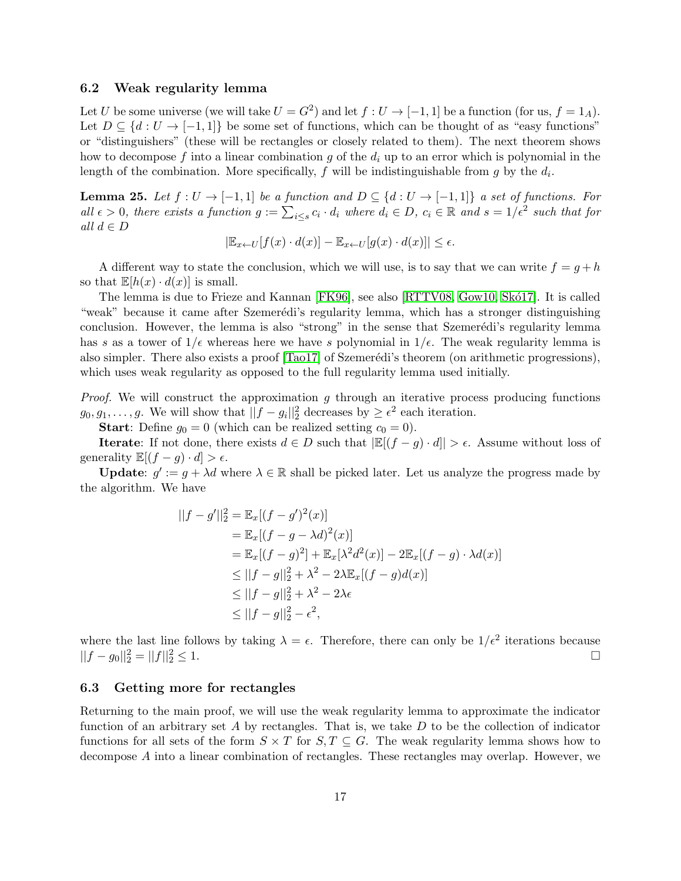### 6.2 Weak regularity lemma

Let $U$ be some universe (we will take $U = G^2$) and let $f : U \to [-1, 1]$ be a function (for us, $f = 1_A$). Let $D \subseteq \{d : U \to [-1, 1]\}$ be some set of functions, which can be thought of as "easy functions" or "distinguishers" (these will be rectangles or closely related to them). The next theorem shows how to decompose $f$ into a linear combination $g$ of the $d_i$ up to an error which is polynomial in the length of the combination. More specifically, $f$ will be indistinguishable from $g$ by the $d_i$.

**Lemma 25.** *Let $f : U \to [-1, 1]$ be a function and $D \subseteq \{d : U \to [-1, 1]\}$ a set of functions. For all $\epsilon > 0$, there exists a function $g := \sum_{i \le s} c_i \cdot d_i$ where $d_i \in D$, $c_i \in \mathbb{R}$ and $s = 1/\epsilon^2$ such that for all $d \in D$*

$$|\mathbb{E}_{x \leftarrow U}[f(x) \cdot d(x)] - \mathbb{E}_{x \leftarrow U}[g(x) \cdot d(x)]| \le \epsilon.$$

A different way to state the conclusion, which we will use, is to say that we can write $f = g + h$ so that $\mathbb{E}[h(x) \cdot d(x)]$ is small.

The lemma is due to Frieze and Kannan [FK96], see also [RTTV08, Gow10, Skó17]. It is called "weak" because it came after Szemerédi's regularity lemma, which has a stronger distinguishing conclusion. However, the lemma is also "strong" in the sense that Szemerédi's regularity lemma has $s$ as a tower of $1/\epsilon$ whereas here we have $s$ polynomial in $1/\epsilon$. The weak regularity lemma is also simpler. There also exists a proof [Tao17] of Szemerédi's theorem (on arithmetic progressions), which uses weak regularity as opposed to the full regularity lemma used initially.

*Proof.* We will construct the approximation $g$ through an iterative process producing functions $g_0, g_1, \ldots, g$. We will show that $||f - g_i||_2^2$ decreases by $\ge \epsilon^2$ each iteration.

**Start**: Define $g_0 = 0$ (which can be realized setting $c_0 = 0$).

**Iterate**: If not done, there exists $d \in D$ such that $|\mathbb{E}[(f - g) \cdot d]| > \epsilon$. Assume without loss of generality $\mathbb{E}[(f - g) \cdot d] > \epsilon$.

**Update**: $g' := g + \lambda d$ where $\lambda \in \mathbb{R}$ shall be picked later. Let us analyze the progress made by the algorithm. We have

$$\begin{aligned}
||f - g'||_2^2 &= \mathbb{E}_x[(f - g')^2(x)] \\
&= \mathbb{E}_x[(f - g - \lambda d)^2(x)] \\
&= \mathbb{E}_x[(f - g)^2] + \mathbb{E}_x[\lambda^2 d^2(x)] - 2\mathbb{E}_x[(f - g) \cdot \lambda d(x)] \\
&\le ||f - g||_2^2 + \lambda^2 - 2\lambda \mathbb{E}_x[(f - g)d(x)] \\
&\le ||f - g||_2^2 + \lambda^2 - 2\lambda\epsilon \\
&\le ||f - g||_2^2 - \epsilon^2,
\end{aligned}$$

where the last line follows by taking $\lambda = \epsilon$. Therefore, there can only be $1/\epsilon^2$ iterations because $||f - g_0||_2^2 = ||f||_2^2 \le 1$. $\square$

### 6.3 Getting more for rectangles

Returning to the main proof, we will use the weak regularity lemma to approximate the indicator function of an arbitrary set $A$ by rectangles. That is, we take $D$ to be the collection of indicator functions for all sets of the form $S \times T$ for $S, T \subseteq G$. The weak regularity lemma shows how to decompose $A$ into a linear combination of rectangles. These rectangles may overlap. However, we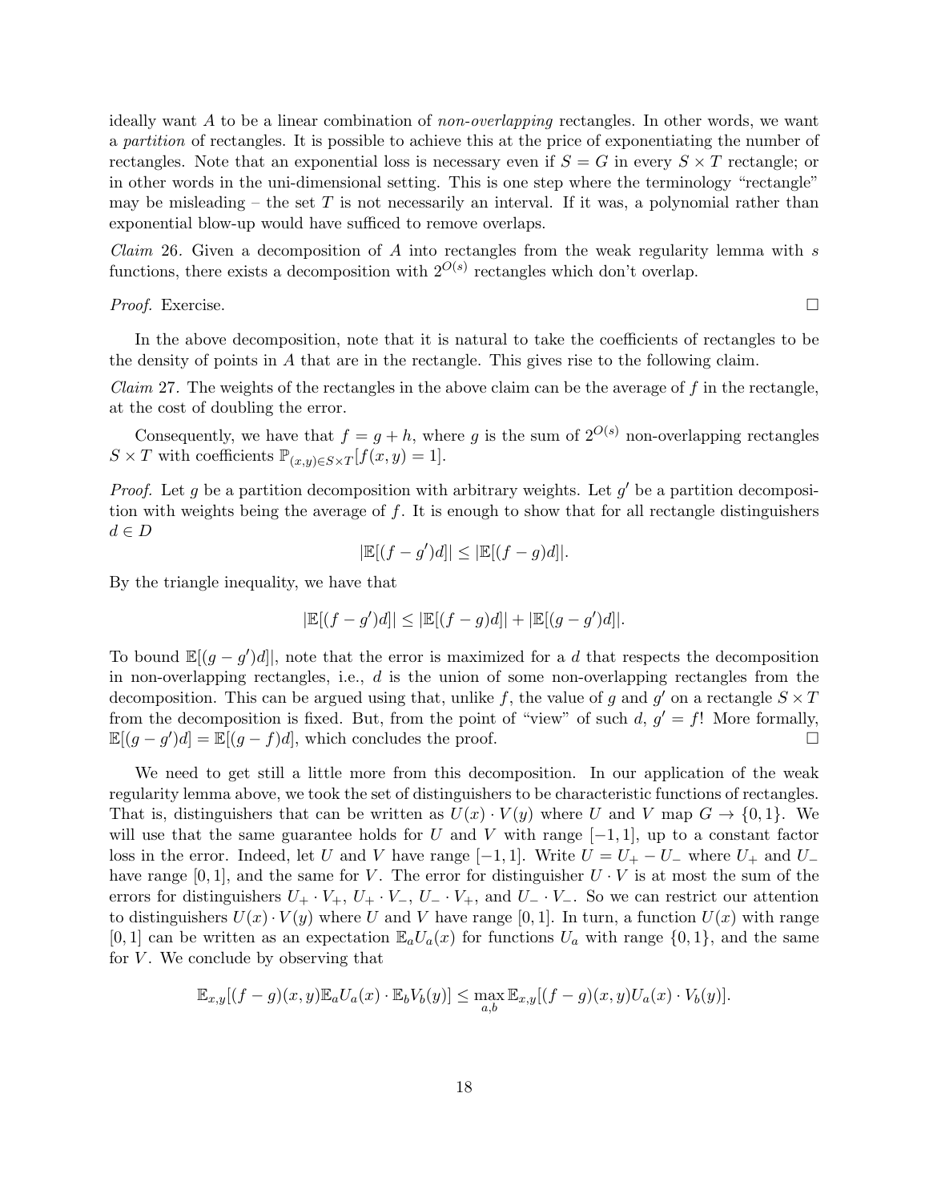ideally want $A$ to be a linear combination of *non-overlapping* rectangles. In other words, we want a *partition* of rectangles. It is possible to achieve this at the price of exponentiating the number of rectangles. Note that an exponential loss is necessary even if $S = G$ in every $S \times T$ rectangle; or in other words in the uni-dimensional setting. This is one step where the terminology "rectangle" may be misleading – the set $T$ is not necessarily an interval. If it was, a polynomial rather than exponential blow-up would have sufficed to remove overlaps.

*Claim* 26. Given a decomposition of $A$ into rectangles from the weak regularity lemma with $s$ functions, there exists a decomposition with $2^{O(s)}$ rectangles which don't overlap.

*Proof.* Exercise. □

In the above decomposition, note that it is natural to take the coefficients of rectangles to be the density of points in $A$ that are in the rectangle. This gives rise to the following claim.

*Claim* 27. The weights of the rectangles in the above claim can be the average of $f$ in the rectangle, at the cost of doubling the error.

Consequently, we have that $f = g + h$, where $g$ is the sum of $2^{O(s)}$ non-overlapping rectangles $S \times T$ with coefficients $\mathbb{P}_{(x,y) \in S \times T}[f(x, y) = 1]$.

*Proof.* Let $g$ be a partition decomposition with arbitrary weights. Let $g'$ be a partition decomposition with weights being the average of $f$. It is enough to show that for all rectangle distinguishers $d \in D$

$$|\mathbb{E}[(f - g')d]| \le |\mathbb{E}[(f - g)d]|.$$

By the triangle inequality, we have that

$$|\mathbb{E}[(f - g')d]| \le |\mathbb{E}[(f - g)d]| + |\mathbb{E}[(g - g')d]|.$$

To bound $\mathbb{E}[(g - g')d]|$, note that the error is maximized for a $d$ that respects the decomposition in non-overlapping rectangles, i.e., $d$ is the union of some non-overlapping rectangles from the decomposition. This can be argued using that, unlike $f$, the value of $g$ and $g'$ on a rectangle $S \times T$ from the decomposition is fixed. But, from the point of "view" of such $d$, $g' = f$! More formally, $\mathbb{E}[(g - g')d] = \mathbb{E}[(g - f)d]$, which concludes the proof. □

We need to get still a little more from this decomposition. In our application of the weak regularity lemma above, we took the set of distinguishers to be characteristic functions of rectangles. That is, distinguishers that can be written as $U(x) \cdot V(y)$ where $U$ and $V$ map $G \to \{0, 1\}$. We will use that the same guarantee holds for $U$ and $V$ with range $[-1, 1]$, up to a constant factor loss in the error. Indeed, let $U$ and $V$ have range $[-1, 1]$. Write $U = U_+ - U_-$ where $U_+$ and $U_-$ have range $[0, 1]$, and the same for $V$. The error for distinguisher $U \cdot V$ is at most the sum of the errors for distinguishers $U_+ \cdot V_+$, $U_+ \cdot V_-$, $U_- \cdot V_+$, and $U_- \cdot V_-$. So we can restrict our attention to distinguishers $U(x) \cdot V(y)$ where $U$ and $V$ have range $[0, 1]$. In turn, a function $U(x)$ with range $[0, 1]$ can be written as an expectation $\mathbb{E}_a U_a(x)$ for functions $U_a$ with range $\{0, 1\}$, and the same for $V$. We conclude by observing that

$$\mathbb{E}_{x,y}[(f - g)(x, y)\mathbb{E}_a U_a(x) \cdot \mathbb{E}_b V_b(y)] \le \max_{a,b} \mathbb{E}_{x,y}[(f - g)(x, y) U_a(x) \cdot V_b(y)].$$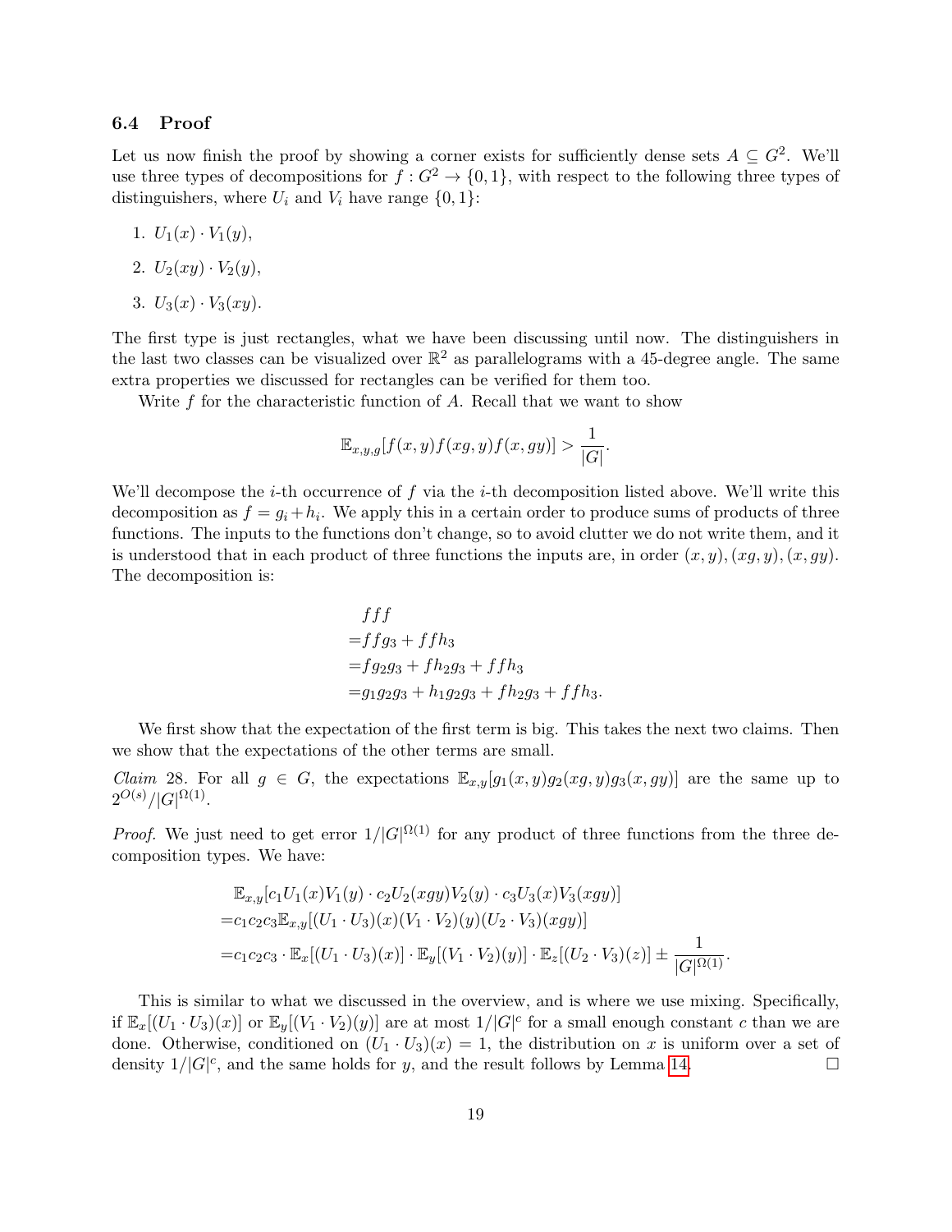### 6.4 Proof

Let us now finish the proof by showing a corner exists for sufficiently dense sets $A \subseteq G^2$. We'll use three types of decompositions for $f : G^2 \to \{0, 1\}$, with respect to the following three types of distinguishers, where $U_i$ and $V_i$ have range $\{0, 1\}$:

1. $U_1(x) \cdot V_1(y)$,
2. $U_2(xy) \cdot V_2(y)$,
3. $U_3(x) \cdot V_3(xy)$.

The first type is just rectangles, what we have been discussing until now. The distinguishers in the last two classes can be visualized over $\mathbb{R}^2$ as parallelograms with a 45-degree angle. The same extra properties we discussed for rectangles can be verified for them too.

Write $f$ for the characteristic function of $A$. Recall that we want to show

$$\mathbb{E}_{x,y,g}[f(x, y)f(xg, y)f(x, gy)] > \frac{1}{|G|}.$$

We'll decompose the $i$-th occurrence of $f$ via the $i$-th decomposition listed above. We'll write this decomposition as $f = g_i + h_i$. We apply this in a certain order to produce sums of products of three functions. The inputs to the functions don't change, so to avoid clutter we do not write them, and it is understood that in each product of three functions the inputs are, in order $(x, y), (xg, y), (x, gy)$. The decomposition is:

$$\begin{aligned}
&fff \\
=&ffg_3 + ffh_3 \\
=&fg_2g_3 + fh_2g_3 + ffh_3 \\
=&g_1g_2g_3 + h_1g_2g_3 + fh_2g_3 + ffh_3.
\end{aligned}$$

We first show that the expectation of the first term is big. This takes the next two claims. Then we show that the expectations of the other terms are small.

*Claim* 28. For all $g \in G$, the expectations $\mathbb{E}_{x,y}[g_1(x, y)g_2(xg, y)g_3(x, gy)]$ are the same up to $2^{O(s)}/|G|^{\Omega(1)}$.

*Proof.* We just need to get error $1/|G|^{\Omega(1)}$ for any product of three functions from the three decomposition types. We have:

$$\begin{aligned}
&\mathbb{E}_{x,y}[c_1U_1(x)V_1(y) \cdot c_2U_2(xgy)V_2(y) \cdot c_3U_3(x)V_3(xgy)] \\
=&c_1c_2c_3\mathbb{E}_{x,y}[(U_1 \cdot U_3)(x)(V_1 \cdot V_2)(y)(U_2 \cdot V_3)(xgy)] \\
=&c_1c_2c_3 \cdot \mathbb{E}_x[(U_1 \cdot U_3)(x)] \cdot \mathbb{E}_y[(V_1 \cdot V_2)(y)] \cdot \mathbb{E}_z[(U_2 \cdot V_3)(z)] \pm \frac{1}{|G|^{\Omega(1)}}.
\end{aligned}$$

This is similar to what we discussed in the overview, and is where we use mixing. Specifically, if $\mathbb{E}_x[(U_1 \cdot U_3)(x)]$ or $\mathbb{E}_y[(V_1 \cdot V_2)(y)]$ are at most $1/|G|^c$ for a small enough constant $c$ than we are done. Otherwise, conditioned on $(U_1 \cdot U_3)(x) = 1$, the distribution on $x$ is uniform over a set of density $1/|G|^c$, and the same holds for $y$, and the result follows by Lemma 14. □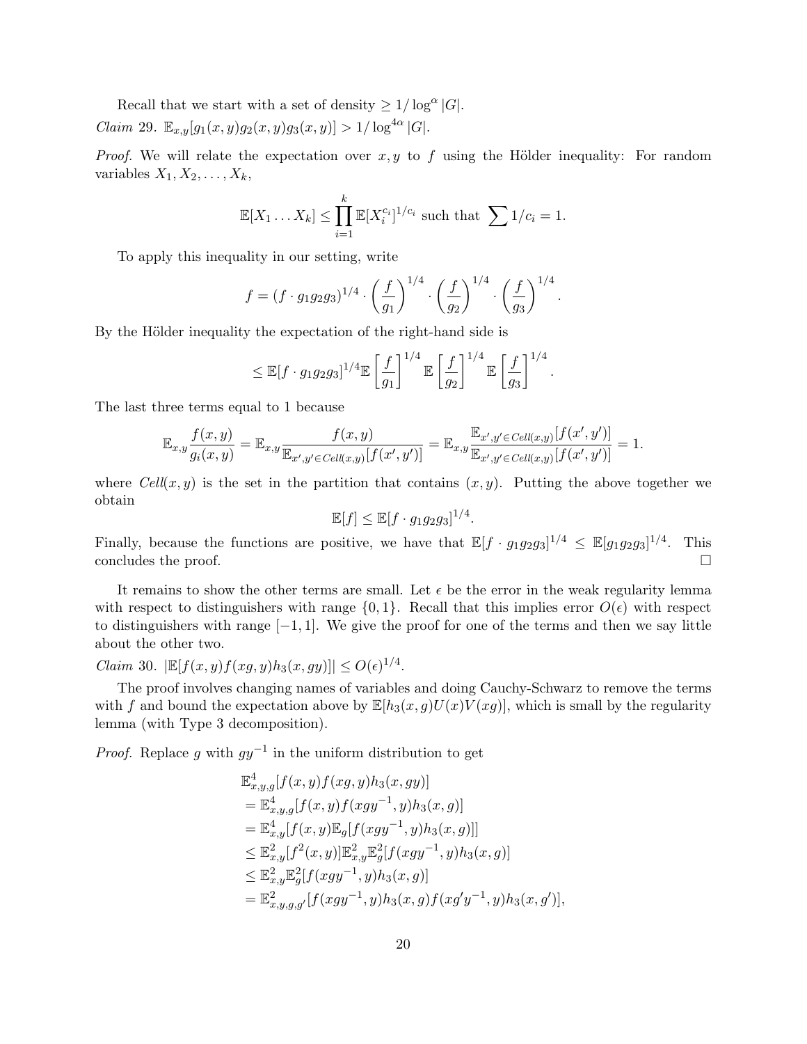Recall that we start with a set of density $\geq 1/\log^{\alpha}|G|$.

*Claim* 29. $\mathbb{E}_{x,y}[g_1(x,y)g_2(x,y)g_3(x,y)] > 1/\log^{4\alpha}|G|$.

*Proof.* We will relate the expectation over $x, y$ to $f$ using the Hölder inequality: For random variables $X_1, X_2, \ldots, X_k$,

$$\mathbb{E}[X_1 \ldots X_k] \leq \prod_{i=1}^{k} \mathbb{E}[X_i^{c_i}]^{1/c_i} \text{ such that } \sum 1/c_i = 1.$$

To apply this inequality in our setting, write

$$f = (f \cdot g_1 g_2 g_3)^{1/4} \cdot \left(\frac{f}{g_1}\right)^{1/4} \cdot \left(\frac{f}{g_2}\right)^{1/4} \cdot \left(\frac{f}{g_3}\right)^{1/4}.$$

By the Hölder inequality the expectation of the right-hand side is

$$\leq \mathbb{E}[f \cdot g_1 g_2 g_3]^{1/4} \mathbb{E}\left[\frac{f}{g_1}\right]^{1/4} \mathbb{E}\left[\frac{f}{g_2}\right]^{1/4} \mathbb{E}\left[\frac{f}{g_3}\right]^{1/4}.$$

The last three terms equal to 1 because

$$\mathbb{E}_{x,y}\frac{f(x,y)}{g_i(x,y)} = \mathbb{E}_{x,y}\frac{f(x,y)}{\mathbb{E}_{x',y' \in Cell(x,y)}[f(x',y')]} = \mathbb{E}_{x,y}\frac{\mathbb{E}_{x',y' \in Cell(x,y)}[f(x',y')]}{\mathbb{E}_{x',y' \in Cell(x,y)}[f(x',y')]} = 1.$$

where $Cell(x,y)$ is the set in the partition that contains $(x,y)$. Putting the above together we obtain

$$\mathbb{E}[f] \leq \mathbb{E}[f \cdot g_1 g_2 g_3]^{1/4}.$$

Finally, because the functions are positive, we have that $\mathbb{E}[f \cdot g_1 g_2 g_3]^{1/4} \leq \mathbb{E}[g_1 g_2 g_3]^{1/4}$. This concludes the proof. $\square$

It remains to show the other terms are small. Let $\epsilon$ be the error in the weak regularity lemma with respect to distinguishers with range $\{0,1\}$. Recall that this implies error $O(\epsilon)$ with respect to distinguishers with range $[-1,1]$. We give the proof for one of the terms and then we say little about the other two.

*Claim* 30. $|\mathbb{E}[f(x,y)f(xg,y)h_3(x,gy)]| \leq O(\epsilon)^{1/4}$.

The proof involves changing names of variables and doing Cauchy-Schwarz to remove the terms with $f$ and bound the expectation above by $\mathbb{E}[h_3(x,g)U(x)V(xg)]$, which is small by the regularity lemma (with Type 3 decomposition).

*Proof.* Replace $g$ with $gy^{-1}$ in the uniform distribution to get

$$\begin{aligned}
&\mathbb{E}^4_{x,y,g}[f(x,y)f(xg,y)h_3(x,gy)] \\
&= \mathbb{E}^4_{x,y,g}[f(x,y)f(xgy^{-1},y)h_3(x,g)] \\
&= \mathbb{E}^4_{x,y}[f(x,y)\mathbb{E}_g[f(xgy^{-1},y)h_3(x,g)]] \\
&\leq \mathbb{E}^2_{x,y}[f^2(x,y)]\mathbb{E}^2_{x,y}\mathbb{E}^2_g[f(xgy^{-1},y)h_3(x,g)] \\
&\leq \mathbb{E}^2_{x,y}\mathbb{E}^2_g[f(xgy^{-1},y)h_3(x,g)] \\
&= \mathbb{E}^2_{x,y,g,g'}[f(xgy^{-1},y)h_3(x,g)f(xg'y^{-1},y)h_3(x,g')],
\end{aligned}$$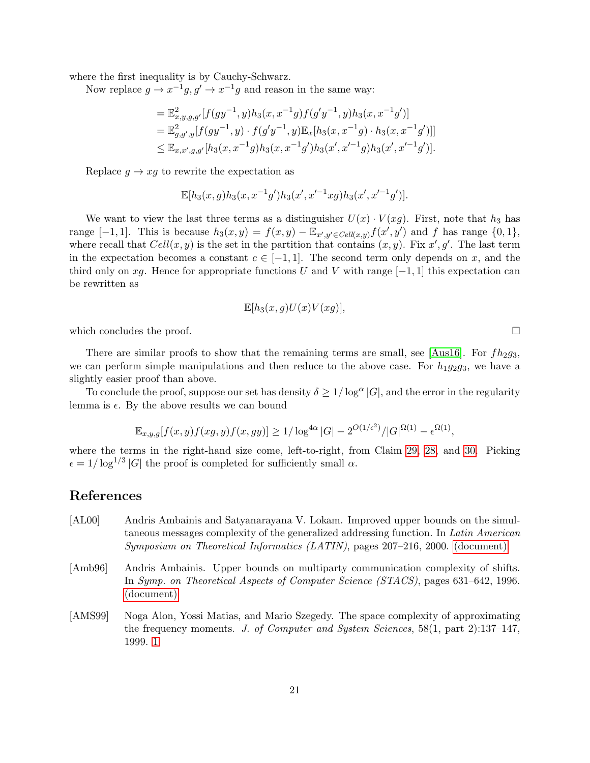where the first inequality is by Cauchy-Schwarz.

Now replace $g \to x^{-1}g, g' \to x^{-1}g$ and reason in the same way:

$$
\begin{aligned}
&= \mathbb{E}^2_{x,y,g,g'}[f(gy^{-1},y)h_3(x,x^{-1}g)f(g'y^{-1},y)h_3(x,x^{-1}g')] \\
&= \mathbb{E}^2_{g,g',y}[f(gy^{-1},y)\cdot f(g'y^{-1},y)\mathbb{E}_x[h_3(x,x^{-1}g)\cdot h_3(x,x^{-1}g')]] \\
&\le \mathbb{E}_{x,x',g,g'}[h_3(x,x^{-1}g)h_3(x,x^{-1}g')h_3(x',x'^{-1}g)h_3(x',x'^{-1}g')].
\end{aligned}
$$

Replace $g \to xg$ to rewrite the expectation as

$$
\mathbb{E}[h_3(x,g)h_3(x,x^{-1}g')h_3(x',x'^{-1}xg)h_3(x',x'^{-1}g')].
$$

We want to view the last three terms as a distinguisher $U(x)\cdot V(xg)$. First, note that $h_3$ has range $[-1,1]$. This is because $h_3(x,y) = f(x,y) - \mathbb{E}_{x',y'\in Cell(x,y)}f(x',y')$ and $f$ has range $\{0,1\}$, where recall that $Cell(x,y)$ is the set in the partition that contains $(x,y)$. Fix $x', g'$. The last term in the expectation becomes a constant $c \in [-1,1]$. The second term only depends on $x$, and the third only on $xg$. Hence for appropriate functions $U$ and $V$ with range $[-1,1]$ this expectation can be rewritten as

$$
\mathbb{E}[h_3(x,g)U(x)V(xg)],
$$

which concludes the proof. □

There are similar proofs to show that the remaining terms are small, see [Aus16]. For $fh_2g_3$, we can perform simple manipulations and then reduce to the above case. For $h_1g_2g_3$, we have a slightly easier proof than above.

To conclude the proof, suppose our set has density $\delta \ge 1/\log^{\alpha}|G|$, and the error in the regularity lemma is $\epsilon$. By the above results we can bound

$$
\mathbb{E}_{x,y,g}[f(x,y)f(xg,y)f(x,gy)] \ge 1/\log^{4\alpha}|G| - 2^{O(1/\epsilon^2)}/|G|^{\Omega(1)} - \epsilon^{\Omega(1)},
$$

where the terms in the right-hand size come, left-to-right, from Claim 29, 28, and 30. Picking $\epsilon = 1/\log^{1/3}|G|$ the proof is completed for sufficiently small $\alpha$.

## References

[AL00] Andris Ambainis and Satyanarayana V. Lokam. Improved upper bounds on the simultaneous messages complexity of the generalized addressing function. In *Latin American Symposium on Theoretical Informatics (LATIN)*, pages 207–216, 2000. (document)

[Amb96] Andris Ambainis. Upper bounds on multiparty communication complexity of shifts. In *Symp. on Theoretical Aspects of Computer Science (STACS)*, pages 631–642, 1996. (document)

[AMS99] Noga Alon, Yossi Matias, and Mario Szegedy. The space complexity of approximating the frequency moments. *J. of Computer and System Sciences*, 58(1, part 2):137–147, 1999. 1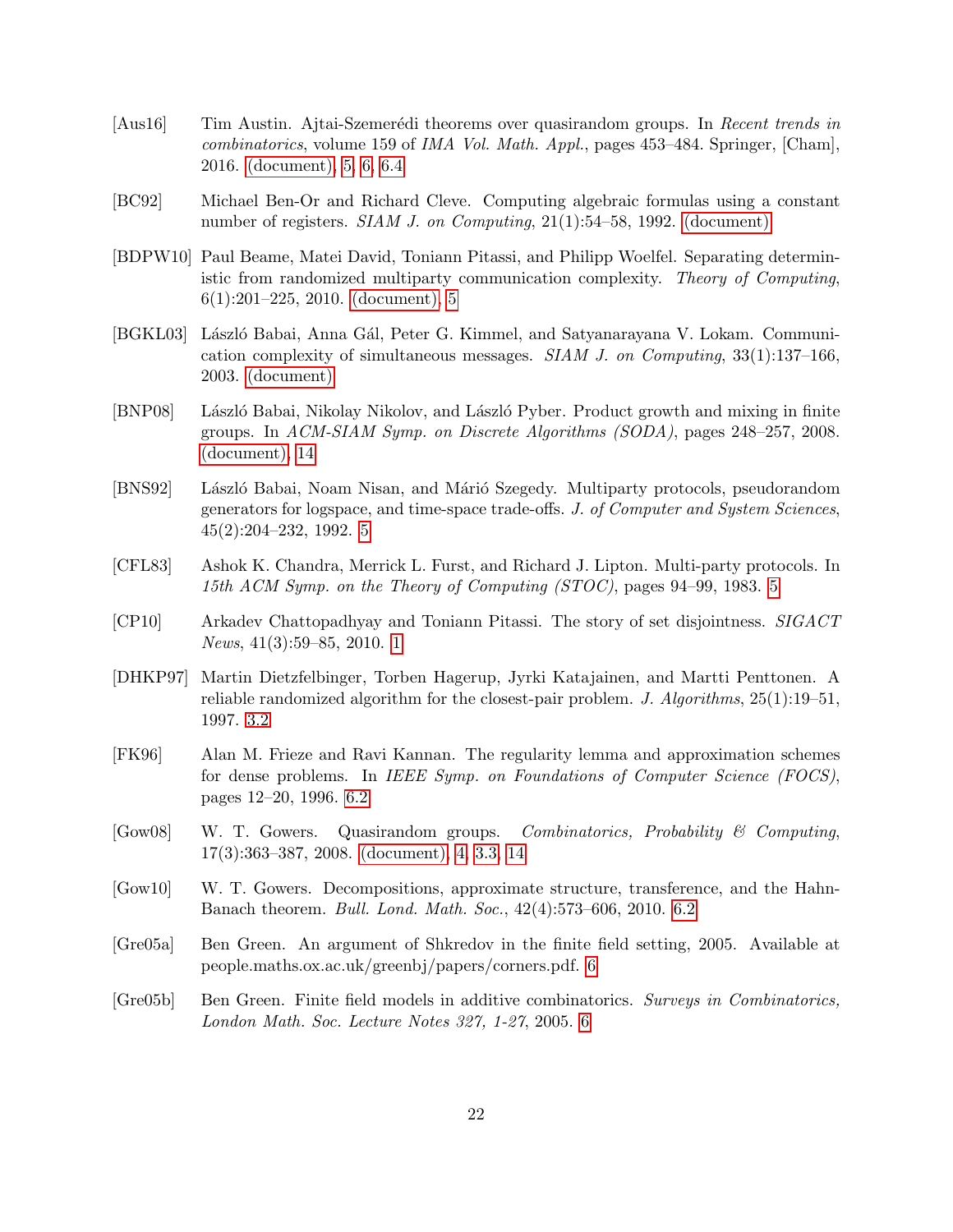[Aus16] Tim Austin. Ajtai-Szemerédi theorems over quasirandom groups. In *Recent trends in combinatorics*, volume 159 of *IMA Vol. Math. Appl.*, pages 453–484. Springer, [Cham], 2016. (document), 5, 6, 6.4

[BC92] Michael Ben-Or and Richard Cleve. Computing algebraic formulas using a constant number of registers. *SIAM J. on Computing*, 21(1):54–58, 1992. (document)

[BDPW10] Paul Beame, Matei David, Toniann Pitassi, and Philipp Woelfel. Separating deterministic from randomized multiparty communication complexity. *Theory of Computing*, 6(1):201–225, 2010. (document), 5

[BGKL03] László Babai, Anna Gál, Peter G. Kimmel, and Satyanarayana V. Lokam. Communication complexity of simultaneous messages. *SIAM J. on Computing*, 33(1):137–166, 2003. (document)

[BNP08] László Babai, Nikolay Nikolov, and László Pyber. Product growth and mixing in finite groups. In *ACM-SIAM Symp. on Discrete Algorithms (SODA)*, pages 248–257, 2008. (document), 14

[BNS92] László Babai, Noam Nisan, and Márió Szegedy. Multiparty protocols, pseudorandom generators for logspace, and time-space trade-offs. *J. of Computer and System Sciences*, 45(2):204–232, 1992. 5

[CFL83] Ashok K. Chandra, Merrick L. Furst, and Richard J. Lipton. Multi-party protocols. In *15th ACM Symp. on the Theory of Computing (STOC)*, pages 94–99, 1983. 5

[CP10] Arkadev Chattopadhyay and Toniann Pitassi. The story of set disjointness. *SIGACT News*, 41(3):59–85, 2010. 1

[DHKP97] Martin Dietzfelbinger, Torben Hagerup, Jyrki Katajainen, and Martti Penttonen. A reliable randomized algorithm for the closest-pair problem. *J. Algorithms*, 25(1):19–51, 1997. 3.2

[FK96] Alan M. Frieze and Ravi Kannan. The regularity lemma and approximation schemes for dense problems. In *IEEE Symp. on Foundations of Computer Science (FOCS)*, pages 12–20, 1996. 6.2

[Gow08] W. T. Gowers. Quasirandom groups. *Combinatorics, Probability & Computing*, 17(3):363–387, 2008. (document), 4, 3.3, 14

[Gow10] W. T. Gowers. Decompositions, approximate structure, transference, and the Hahn-Banach theorem. *Bull. Lond. Math. Soc.*, 42(4):573–606, 2010. 6.2

[Gre05a] Ben Green. An argument of Shkredov in the finite field setting, 2005. Available at people.maths.ox.ac.uk/greenbj/papers/corners.pdf. 6

[Gre05b] Ben Green. Finite field models in additive combinatorics. *Surveys in Combinatorics, London Math. Soc. Lecture Notes 327, 1-27*, 2005. 6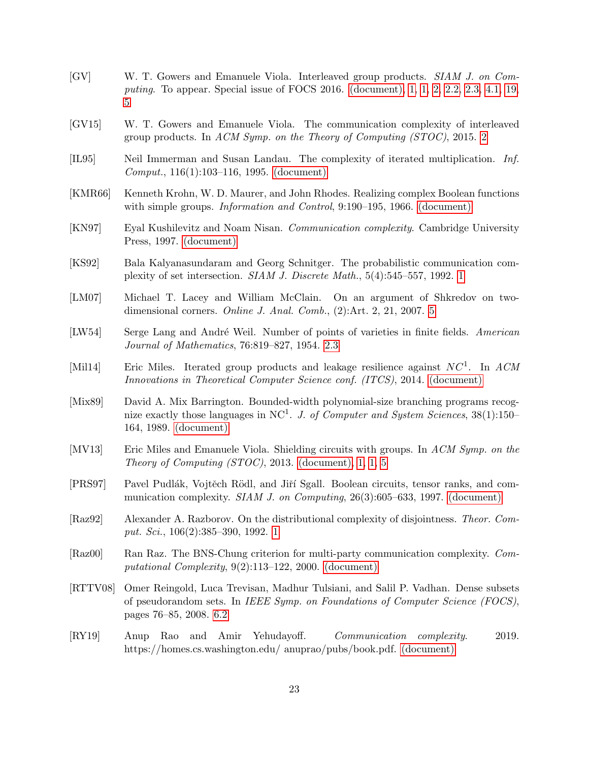[GV] W. T. Gowers and Emanuele Viola. Interleaved group products. *SIAM J. on Computing*. To appear. Special issue of FOCS 2016. (document), 1, 1, 2, 2.2, 2.3, 4.1, 19, 5

[GV15] W. T. Gowers and Emanuele Viola. The communication complexity of interleaved group products. In *ACM Symp. on the Theory of Computing (STOC)*, 2015. 2

[IL95] Neil Immerman and Susan Landau. The complexity of iterated multiplication. *Inf. Comput.*, 116(1):103–116, 1995. (document)

[KMR66] Kenneth Krohn, W. D. Maurer, and John Rhodes. Realizing complex Boolean functions with simple groups. *Information and Control*, 9:190–195, 1966. (document)

[KN97] Eyal Kushilevitz and Noam Nisan. *Communication complexity*. Cambridge University Press, 1997. (document)

[KS92] Bala Kalyanasundaram and Georg Schnitger. The probabilistic communication complexity of set intersection. *SIAM J. Discrete Math.*, 5(4):545–557, 1992. 1

[LM07] Michael T. Lacey and William McClain. On an argument of Shkredov on two-dimensional corners. *Online J. Anal. Comb.*, (2):Art. 2, 21, 2007. 5

[LW54] Serge Lang and André Weil. Number of points of varieties in finite fields. *American Journal of Mathematics*, 76:819–827, 1954. 2.3

[Mil14] Eric Miles. Iterated group products and leakage resilience against $NC^1$. In *ACM Innovations in Theoretical Computer Science conf. (ITCS)*, 2014. (document)

[Mix89] David A. Mix Barrington. Bounded-width polynomial-size branching programs recognize exactly those languages in $\mathrm{NC}^1$. *J. of Computer and System Sciences*, 38(1):150–164, 1989. (document)

[MV13] Eric Miles and Emanuele Viola. Shielding circuits with groups. In *ACM Symp. on the Theory of Computing (STOC)*, 2013. (document), 1, 1, 5

[PRS97] Pavel Pudlák, Vojtěch Rödl, and Jiří Sgall. Boolean circuits, tensor ranks, and communication complexity. *SIAM J. on Computing*, 26(3):605–633, 1997. (document)

[Raz92] Alexander A. Razborov. On the distributional complexity of disjointness. *Theor. Comput. Sci.*, 106(2):385–390, 1992. 1

[Raz00] Ran Raz. The BNS-Chung criterion for multi-party communication complexity. *Computational Complexity*, 9(2):113–122, 2000. (document)

[RTTV08] Omer Reingold, Luca Trevisan, Madhur Tulsiani, and Salil P. Vadhan. Dense subsets of pseudorandom sets. In *IEEE Symp. on Foundations of Computer Science (FOCS)*, pages 76–85, 2008. 6.2

[RY19] Anup Rao and Amir Yehudayoff. *Communication complexity*. 2019. https://homes.cs.washington.edu/ anuprao/pubs/book.pdf. (document)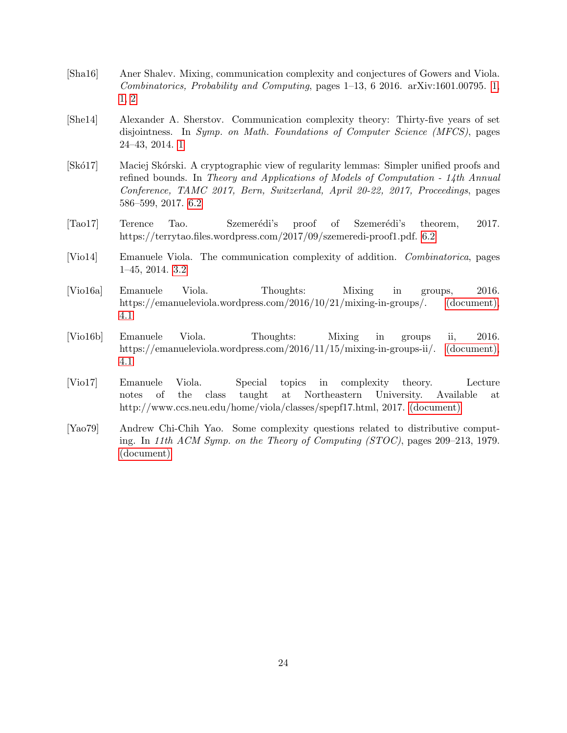[Sha16] Aner Shalev. Mixing, communication complexity and conjectures of Gowers and Viola. *Combinatorics, Probability and Computing*, pages 1–13, 6 2016. arXiv:1601.00795. 1, 1, 2

[She14] Alexander A. Sherstov. Communication complexity theory: Thirty-five years of set disjointness. In *Symp. on Math. Foundations of Computer Science (MFCS)*, pages 24–43, 2014. 1

[Skó17] Maciej Skórski. A cryptographic view of regularity lemmas: Simpler unified proofs and refined bounds. In *Theory and Applications of Models of Computation - 14th Annual Conference, TAMC 2017, Bern, Switzerland, April 20-22, 2017, Proceedings*, pages 586–599, 2017. 6.2

[Tao17] Terence Tao. Szemerédi's proof of Szemerédi's theorem, 2017. https://terrytao.files.wordpress.com/2017/09/szemeredi-proof1.pdf. 6.2

[Vio14] Emanuele Viola. The communication complexity of addition. *Combinatorica*, pages 1–45, 2014. 3.2

[Vio16a] Emanuele Viola. Thoughts: Mixing in groups, 2016. https://emanueleviola.wordpress.com/2016/10/21/mixing-in-groups/. (document), 4.1

[Vio16b] Emanuele Viola. Thoughts: Mixing in groups ii, 2016. https://emanueleviola.wordpress.com/2016/11/15/mixing-in-groups-ii/. (document), 4.1

[Vio17] Emanuele Viola. Special topics in complexity theory. Lecture notes of the class taught at Northeastern University. Available at http://www.ccs.neu.edu/home/viola/classes/spepf17.html, 2017. (document)

[Yao79] Andrew Chi-Chih Yao. Some complexity questions related to distributive computing. In *11th ACM Symp. on the Theory of Computing (STOC)*, pages 209–213, 1979. (document)